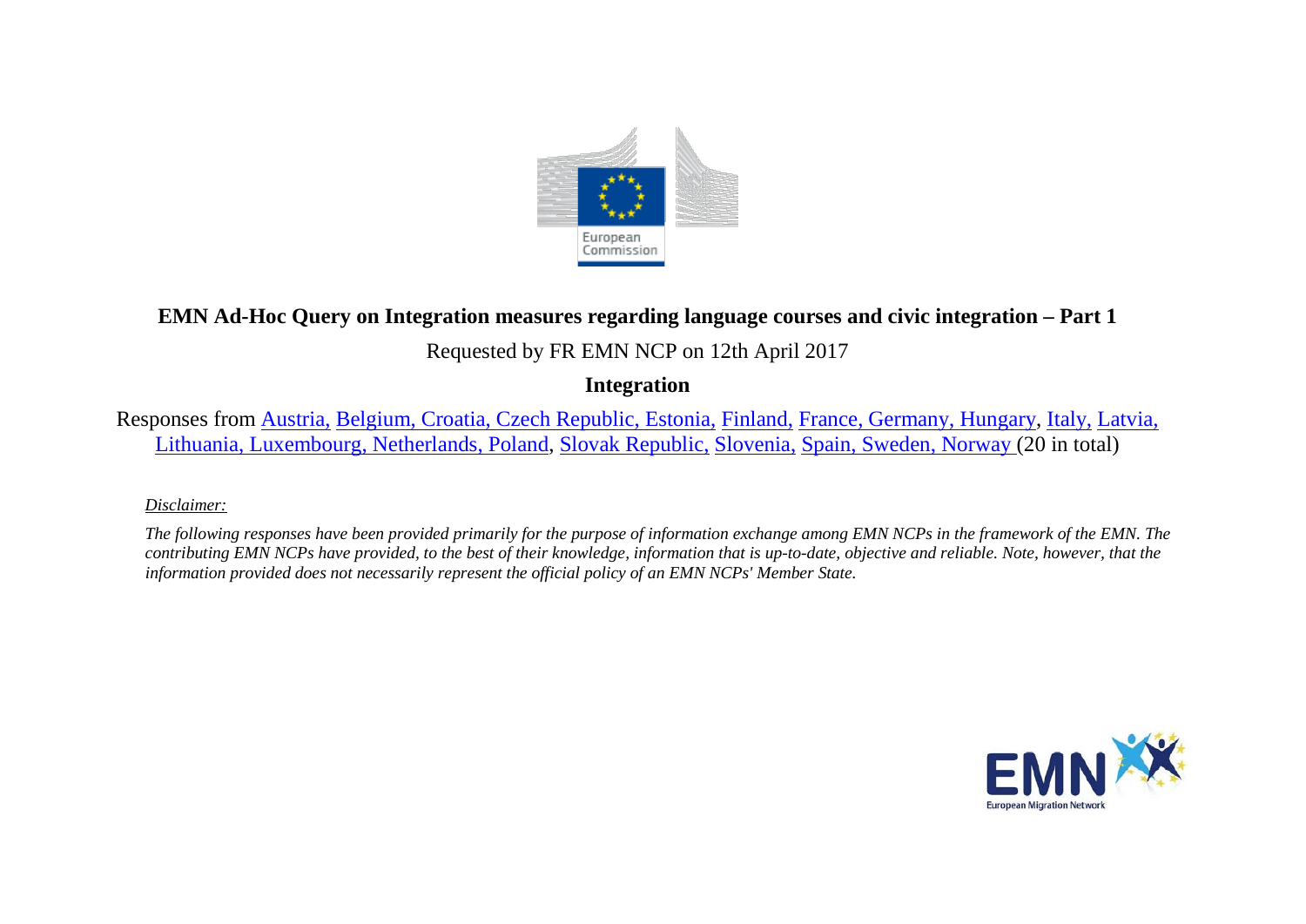# EMN Ad-Hoc Query on Integration measures regarding language courses and civic integration – Part 1

Requested by FR EMN NCP on 12th April 2017

## Integration

Responses from Austria, Belgium, Croatia, Czech Republic, Estonia, Finland, France, Germany, Hungary, Italy, Latvia, Lithuania, Luxembourg, Netherlands, Poland, Slovak Republic, Slovenia, Spain, Sweden, Norway (20 in total)

*Disclaimer:*

*The following responses have been provided primarily for the purpose of information exchange among EMN NCPs in the framework of the EMN. The contributing EMN NCPs have provided, to the best of their knowledge, information that is up-to-date, objective and reliable. Note, however, that the information provided does not necessarily represent the official policy of an EMN NCPs' Member State.*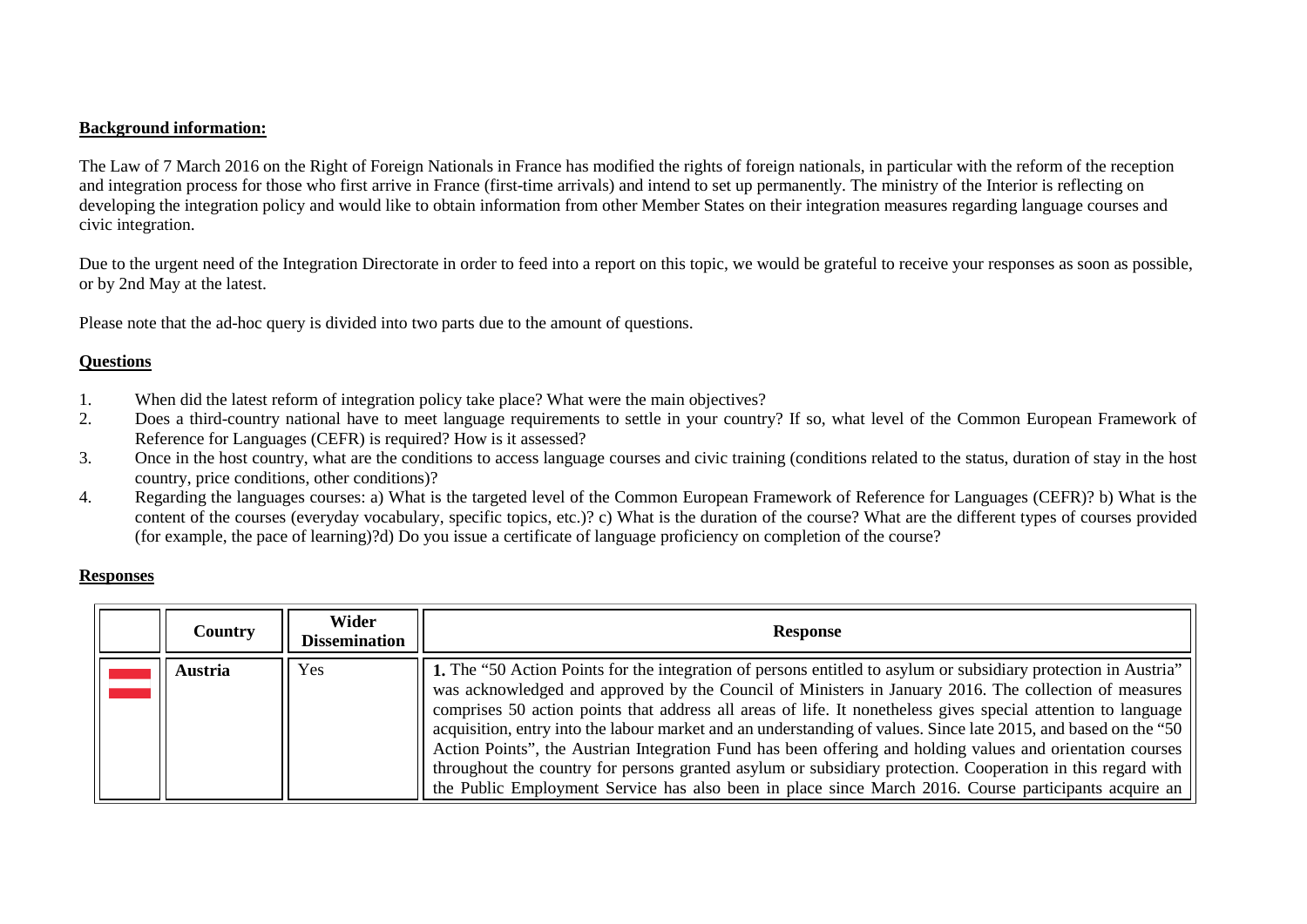**Background information:**

The Law of 7 March 2016 on the Right of Foreign Nationals in France has modified the rights of foreign nationals, in particular with the reform of the reception and integration process for those who first arrive in France (first-time arrivals) and intend to set up permanently. The ministry of the Interior is reflecting on developing the integration policy and would like to obtain information from other Member States on their integration measures regarding language courses and civic integration.

Due to the urgent need of the Integration Directorate in order to feed into a report on this topic, we would be grateful to receive your responses as soon as possible, or by 2nd May at the latest.

Please note that the ad-hoc query is divided into two parts due to the amount of questions.

**Questions**

1. When did the latest reform of integration policy take place? What were the main objectives?
2. Does a third-country national have to meet language requirements to settle in your country? If so, what level of the Common European Framework of Reference for Languages (CEFR) is required? How is it assessed?
3. Once in the host country, what are the conditions to access language courses and civic training (conditions related to the status, duration of stay in the host country, price conditions, other conditions)?
4. Regarding the languages courses: a) What is the targeted level of the Common European Framework of Reference for Languages (CEFR)? b) What is the content of the courses (everyday vocabulary, specific topics, etc.)? c) What is the duration of the course? What are the different types of courses provided (for example, the pace of learning)?d) Do you issue a certificate of language proficiency on completion of the course?

**Responses**

| | Country | Wider Dissemination | Response |
|---|---|---|---|
| | **Austria** | Yes | **1.** The "50 Action Points for the integration of persons entitled to asylum or subsidiary protection in Austria" was acknowledged and approved by the Council of Ministers in January 2016. The collection of measures comprises 50 action points that address all areas of life. It nonetheless gives special attention to language acquisition, entry into the labour market and an understanding of values. Since late 2015, and based on the "50 Action Points", the Austrian Integration Fund has been offering and holding values and orientation courses throughout the country for persons granted asylum or subsidiary protection. Cooperation in this regard with the Public Employment Service has also been in place since March 2016. Course participants acquire an |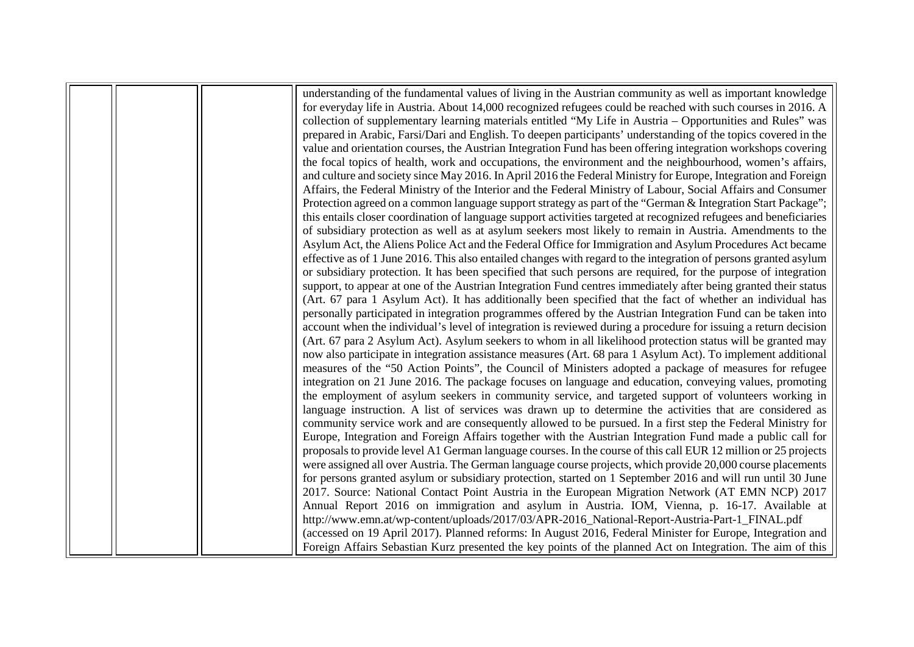| | | | |
|---|---|---|---|
| | | | understanding of the fundamental values of living in the Austrian community as well as important knowledge for everyday life in Austria. About 14,000 recognized refugees could be reached with such courses in 2016. A collection of supplementary learning materials entitled "My Life in Austria – Opportunities and Rules" was prepared in Arabic, Farsi/Dari and English. To deepen participants' understanding of the topics covered in the value and orientation courses, the Austrian Integration Fund has been offering integration workshops covering the focal topics of health, work and occupations, the environment and the neighbourhood, women's affairs, and culture and society since May 2016. In April 2016 the Federal Ministry for Europe, Integration and Foreign Affairs, the Federal Ministry of the Interior and the Federal Ministry of Labour, Social Affairs and Consumer Protection agreed on a common language support strategy as part of the "German & Integration Start Package"; this entails closer coordination of language support activities targeted at recognized refugees and beneficiaries of subsidiary protection as well as at asylum seekers most likely to remain in Austria. Amendments to the Asylum Act, the Aliens Police Act and the Federal Office for Immigration and Asylum Procedures Act became effective as of 1 June 2016. This also entailed changes with regard to the integration of persons granted asylum or subsidiary protection. It has been specified that such persons are required, for the purpose of integration support, to appear at one of the Austrian Integration Fund centres immediately after being granted their status (Art. 67 para 1 Asylum Act). It has additionally been specified that the fact of whether an individual has personally participated in integration programmes offered by the Austrian Integration Fund can be taken into account when the individual's level of integration is reviewed during a procedure for issuing a return decision (Art. 67 para 2 Asylum Act). Asylum seekers to whom in all likelihood protection status will be granted may now also participate in integration assistance measures (Art. 68 para 1 Asylum Act). To implement additional measures of the "50 Action Points", the Council of Ministers adopted a package of measures for refugee integration on 21 June 2016. The package focuses on language and education, conveying values, promoting the employment of asylum seekers in community service, and targeted support of volunteers working in language instruction. A list of services was drawn up to determine the activities that are considered as community service work and are consequently allowed to be pursued. In a first step the Federal Ministry for Europe, Integration and Foreign Affairs together with the Austrian Integration Fund made a public call for proposals to provide level A1 German language courses. In the course of this call EUR 12 million or 25 projects were assigned all over Austria. The German language course projects, which provide 20,000 course placements for persons granted asylum or subsidiary protection, started on 1 September 2016 and will run until 30 June 2017. Source: National Contact Point Austria in the European Migration Network (AT EMN NCP) 2017 Annual Report 2016 on immigration and asylum in Austria. IOM, Vienna, p. 16-17. Available at http://www.emn.at/wp-content/uploads/2017/03/APR-2016_National-Report-Austria-Part-1_FINAL.pdf (accessed on 19 April 2017). Planned reforms: In August 2016, Federal Minister for Europe, Integration and Foreign Affairs Sebastian Kurz presented the key points of the planned Act on Integration. The aim of this |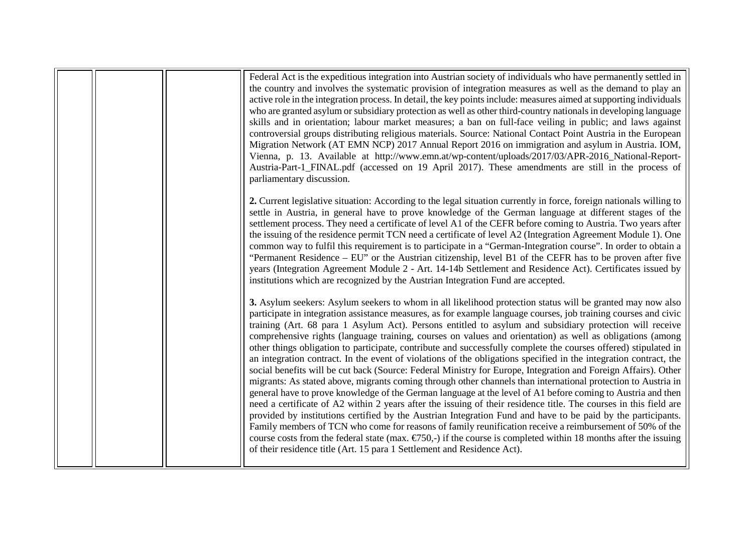| | | | |
|---|---|---|---|
| | | | Federal Act is the expeditious integration into Austrian society of individuals who have permanently settled in the country and involves the systematic provision of integration measures as well as the demand to play an active role in the integration process. In detail, the key points include: measures aimed at supporting individuals who are granted asylum or subsidiary protection as well as other third-country nationals in developing language skills and in orientation; labour market measures; a ban on full-face veiling in public; and laws against controversial groups distributing religious materials. Source: National Contact Point Austria in the European Migration Network (AT EMN NCP) 2017 Annual Report 2016 on immigration and asylum in Austria. IOM, Vienna, p. 13. Available at http://www.emn.at/wp-content/uploads/2017/03/APR-2016_National-Report-Austria-Part-1_FINAL.pdf (accessed on 19 April 2017). These amendments are still in the process of parliamentary discussion.<br><br>**2.** Current legislative situation: According to the legal situation currently in force, foreign nationals willing to settle in Austria, in general have to prove knowledge of the German language at different stages of the settlement process. They need a certificate of level A1 of the CEFR before coming to Austria. Two years after the issuing of the residence permit TCN need a certificate of level A2 (Integration Agreement Module 1). One common way to fulfil this requirement is to participate in a "German-Integration course". In order to obtain a "Permanent Residence – EU" or the Austrian citizenship, level B1 of the CEFR has to be proven after five years (Integration Agreement Module 2 - Art. 14-14b Settlement and Residence Act). Certificates issued by institutions which are recognized by the Austrian Integration Fund are accepted.<br><br>**3.** Asylum seekers: Asylum seekers to whom in all likelihood protection status will be granted may now also participate in integration assistance measures, as for example language courses, job training courses and civic training (Art. 68 para 1 Asylum Act). Persons entitled to asylum and subsidiary protection will receive comprehensive rights (language training, courses on values and orientation) as well as obligations (among other things obligation to participate, contribute and successfully complete the courses offered) stipulated in an integration contract. In the event of violations of the obligations specified in the integration contract, the social benefits will be cut back (Source: Federal Ministry for Europe, Integration and Foreign Affairs). Other migrants: As stated above, migrants coming through other channels than international protection to Austria in general have to prove knowledge of the German language at the level of A1 before coming to Austria and then need a certificate of A2 within 2 years after the issuing of their residence title. The courses in this field are provided by institutions certified by the Austrian Integration Fund and have to be paid by the participants. Family members of TCN who come for reasons of family reunification receive a reimbursement of 50% of the course costs from the federal state (max. €750,-) if the course is completed within 18 months after the issuing of their residence title (Art. 15 para 1 Settlement and Residence Act). |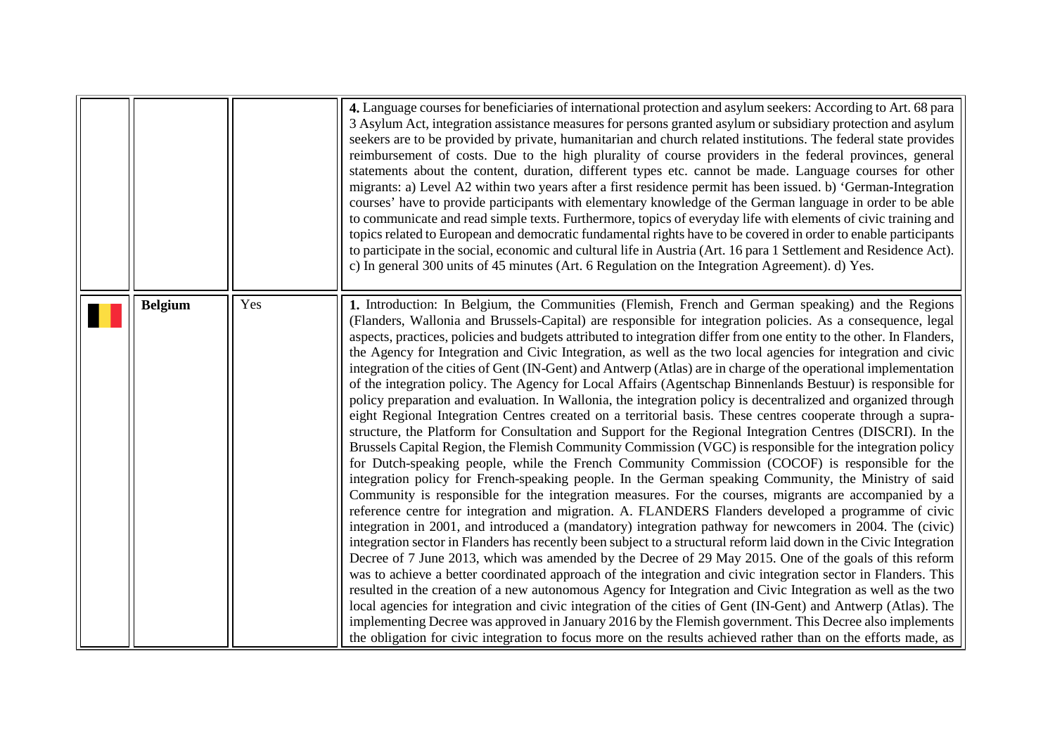| | | | |
|---|---|---|---|
| | | | **4.** Language courses for beneficiaries of international protection and asylum seekers: According to Art. 68 para 3 Asylum Act, integration assistance measures for persons granted asylum or subsidiary protection and asylum seekers are to be provided by private, humanitarian and church related institutions. The federal state provides reimbursement of costs. Due to the high plurality of course providers in the federal provinces, general statements about the content, duration, different types etc. cannot be made. Language courses for other migrants: a) Level A2 within two years after a first residence permit has been issued. b) 'German-Integration courses' have to provide participants with elementary knowledge of the German language in order to be able to communicate and read simple texts. Furthermore, topics of everyday life with elements of civic training and topics related to European and democratic fundamental rights have to be covered in order to enable participants to participate in the social, economic and cultural life in Austria (Art. 16 para 1 Settlement and Residence Act). c) In general 300 units of 45 minutes (Art. 6 Regulation on the Integration Agreement). d) Yes. |
| | **Belgium** | Yes | **1.** Introduction: In Belgium, the Communities (Flemish, French and German speaking) and the Regions (Flanders, Wallonia and Brussels-Capital) are responsible for integration policies. As a consequence, legal aspects, practices, policies and budgets attributed to integration differ from one entity to the other. In Flanders, the Agency for Integration and Civic Integration, as well as the two local agencies for integration and civic integration of the cities of Gent (IN-Gent) and Antwerp (Atlas) are in charge of the operational implementation of the integration policy. The Agency for Local Affairs (Agentschap Binnenlands Bestuur) is responsible for policy preparation and evaluation. In Wallonia, the integration policy is decentralized and organized through eight Regional Integration Centres created on a territorial basis. These centres cooperate through a supra-structure, the Platform for Consultation and Support for the Regional Integration Centres (DISCRI). In the Brussels Capital Region, the Flemish Community Commission (VGC) is responsible for the integration policy for Dutch-speaking people, while the French Community Commission (COCOF) is responsible for the integration policy for French-speaking people. In the German speaking Community, the Ministry of said Community is responsible for the integration measures. For the courses, migrants are accompanied by a reference centre for integration and migration. A. FLANDERS Flanders developed a programme of civic integration in 2001, and introduced a (mandatory) integration pathway for newcomers in 2004. The (civic) integration sector in Flanders has recently been subject to a structural reform laid down in the Civic Integration Decree of 7 June 2013, which was amended by the Decree of 29 May 2015. One of the goals of this reform was to achieve a better coordinated approach of the integration and civic integration sector in Flanders. This resulted in the creation of a new autonomous Agency for Integration and Civic Integration as well as the two local agencies for integration and civic integration of the cities of Gent (IN-Gent) and Antwerp (Atlas). The implementing Decree was approved in January 2016 by the Flemish government. This Decree also implements the obligation for civic integration to focus more on the results achieved rather than on the efforts made, as |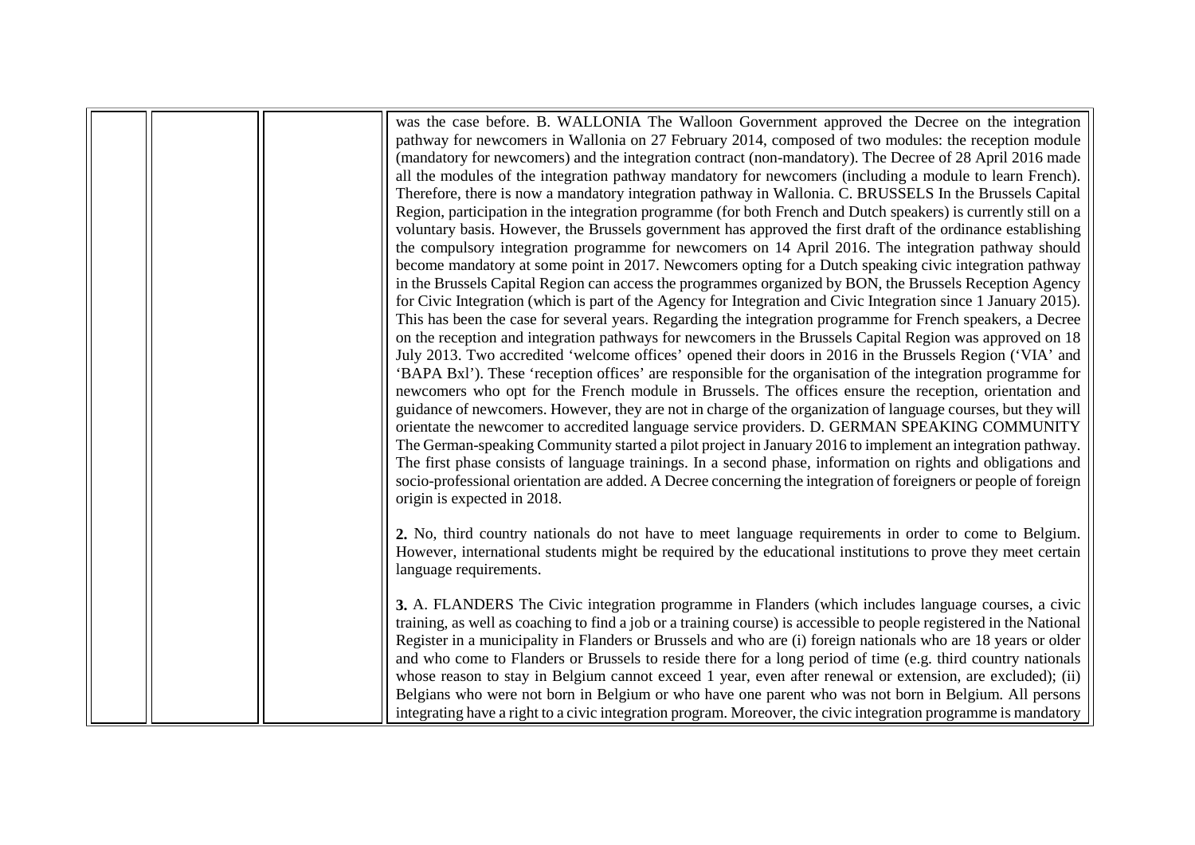| | | | |
|---|---|---|---|
| | | | was the case before. B. WALLONIA The Walloon Government approved the Decree on the integration pathway for newcomers in Wallonia on 27 February 2014, composed of two modules: the reception module (mandatory for newcomers) and the integration contract (non-mandatory). The Decree of 28 April 2016 made all the modules of the integration pathway mandatory for newcomers (including a module to learn French). Therefore, there is now a mandatory integration pathway in Wallonia. C. BRUSSELS In the Brussels Capital Region, participation in the integration programme (for both French and Dutch speakers) is currently still on a voluntary basis. However, the Brussels government has approved the first draft of the ordinance establishing the compulsory integration programme for newcomers on 14 April 2016. The integration pathway should become mandatory at some point in 2017. Newcomers opting for a Dutch speaking civic integration pathway in the Brussels Capital Region can access the programmes organized by BON, the Brussels Reception Agency for Civic Integration (which is part of the Agency for Integration and Civic Integration since 1 January 2015). This has been the case for several years. Regarding the integration programme for French speakers, a Decree on the reception and integration pathways for newcomers in the Brussels Capital Region was approved on 18 July 2013. Two accredited 'welcome offices' opened their doors in 2016 in the Brussels Region ('VIA' and 'BAPA Bxl'). These 'reception offices' are responsible for the organisation of the integration programme for newcomers who opt for the French module in Brussels. The offices ensure the reception, orientation and guidance of newcomers. However, they are not in charge of the organization of language courses, but they will orientate the newcomer to accredited language service providers. D. GERMAN SPEAKING COMMUNITY The German-speaking Community started a pilot project in January 2016 to implement an integration pathway. The first phase consists of language trainings. In a second phase, information on rights and obligations and socio-professional orientation are added. A Decree concerning the integration of foreigners or people of foreign origin is expected in 2018.<br><br>**2.** No, third country nationals do not have to meet language requirements in order to come to Belgium. However, international students might be required by the educational institutions to prove they meet certain language requirements.<br><br>**3.** A. FLANDERS The Civic integration programme in Flanders (which includes language courses, a civic training, as well as coaching to find a job or a training course) is accessible to people registered in the National Register in a municipality in Flanders or Brussels and who are (i) foreign nationals who are 18 years or older and who come to Flanders or Brussels to reside there for a long period of time (e.g. third country nationals whose reason to stay in Belgium cannot exceed 1 year, even after renewal or extension, are excluded); (ii) Belgians who were not born in Belgium or who have one parent who was not born in Belgium. All persons integrating have a right to a civic integration program. Moreover, the civic integration programme is mandatory |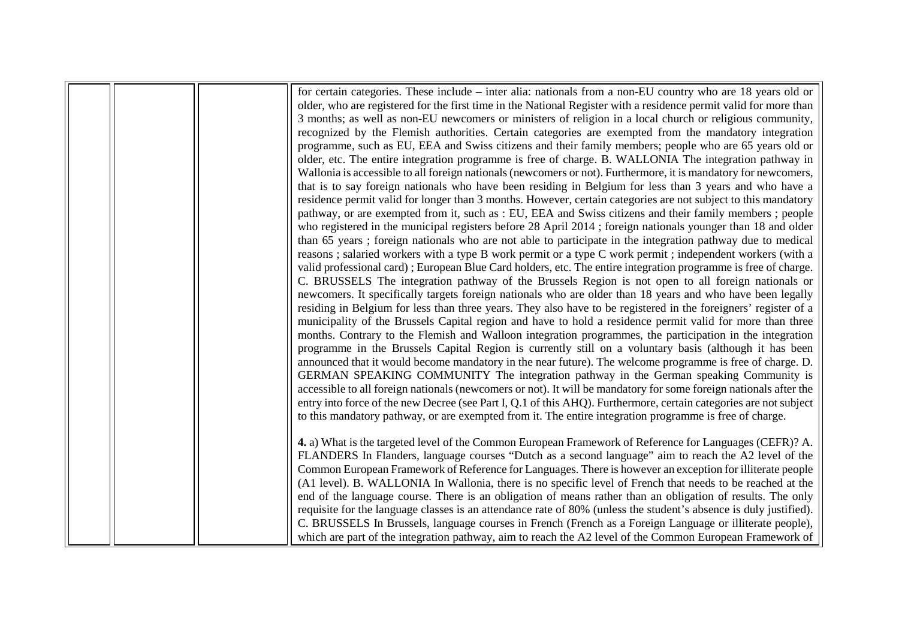| | | | |
|---|---|---|---|
| | | | for certain categories. These include – inter alia: nationals from a non-EU country who are 18 years old or older, who are registered for the first time in the National Register with a residence permit valid for more than 3 months; as well as non-EU newcomers or ministers of religion in a local church or religious community, recognized by the Flemish authorities. Certain categories are exempted from the mandatory integration programme, such as EU, EEA and Swiss citizens and their family members; people who are 65 years old or older, etc. The entire integration programme is free of charge. B. WALLONIA The integration pathway in Wallonia is accessible to all foreign nationals (newcomers or not). Furthermore, it is mandatory for newcomers, that is to say foreign nationals who have been residing in Belgium for less than 3 years and who have a residence permit valid for longer than 3 months. However, certain categories are not subject to this mandatory pathway, or are exempted from it, such as : EU, EEA and Swiss citizens and their family members ; people who registered in the municipal registers before 28 April 2014 ; foreign nationals younger than 18 and older than 65 years ; foreign nationals who are not able to participate in the integration pathway due to medical reasons ; salaried workers with a type B work permit or a type C work permit ; independent workers (with a valid professional card) ; European Blue Card holders, etc. The entire integration programme is free of charge. C. BRUSSELS The integration pathway of the Brussels Region is not open to all foreign nationals or newcomers. It specifically targets foreign nationals who are older than 18 years and who have been legally residing in Belgium for less than three years. They also have to be registered in the foreigners' register of a municipality of the Brussels Capital region and have to hold a residence permit valid for more than three months. Contrary to the Flemish and Walloon integration programmes, the participation in the integration programme in the Brussels Capital Region is currently still on a voluntary basis (although it has been announced that it would become mandatory in the near future). The welcome programme is free of charge. D. GERMAN SPEAKING COMMUNITY The integration pathway in the German speaking Community is accessible to all foreign nationals (newcomers or not). It will be mandatory for some foreign nationals after the entry into force of the new Decree (see Part I, Q.1 of this AHQ). Furthermore, certain categories are not subject to this mandatory pathway, or are exempted from it. The entire integration programme is free of charge.<br><br>**4.** a) What is the targeted level of the Common European Framework of Reference for Languages (CEFR)? A. FLANDERS In Flanders, language courses "Dutch as a second language" aim to reach the A2 level of the Common European Framework of Reference for Languages. There is however an exception for illiterate people (A1 level). B. WALLONIA In Wallonia, there is no specific level of French that needs to be reached at the end of the language course. There is an obligation of means rather than an obligation of results. The only requisite for the language classes is an attendance rate of 80% (unless the student's absence is duly justified). C. BRUSSELS In Brussels, language courses in French (French as a Foreign Language or illiterate people), which are part of the integration pathway, aim to reach the A2 level of the Common European Framework of |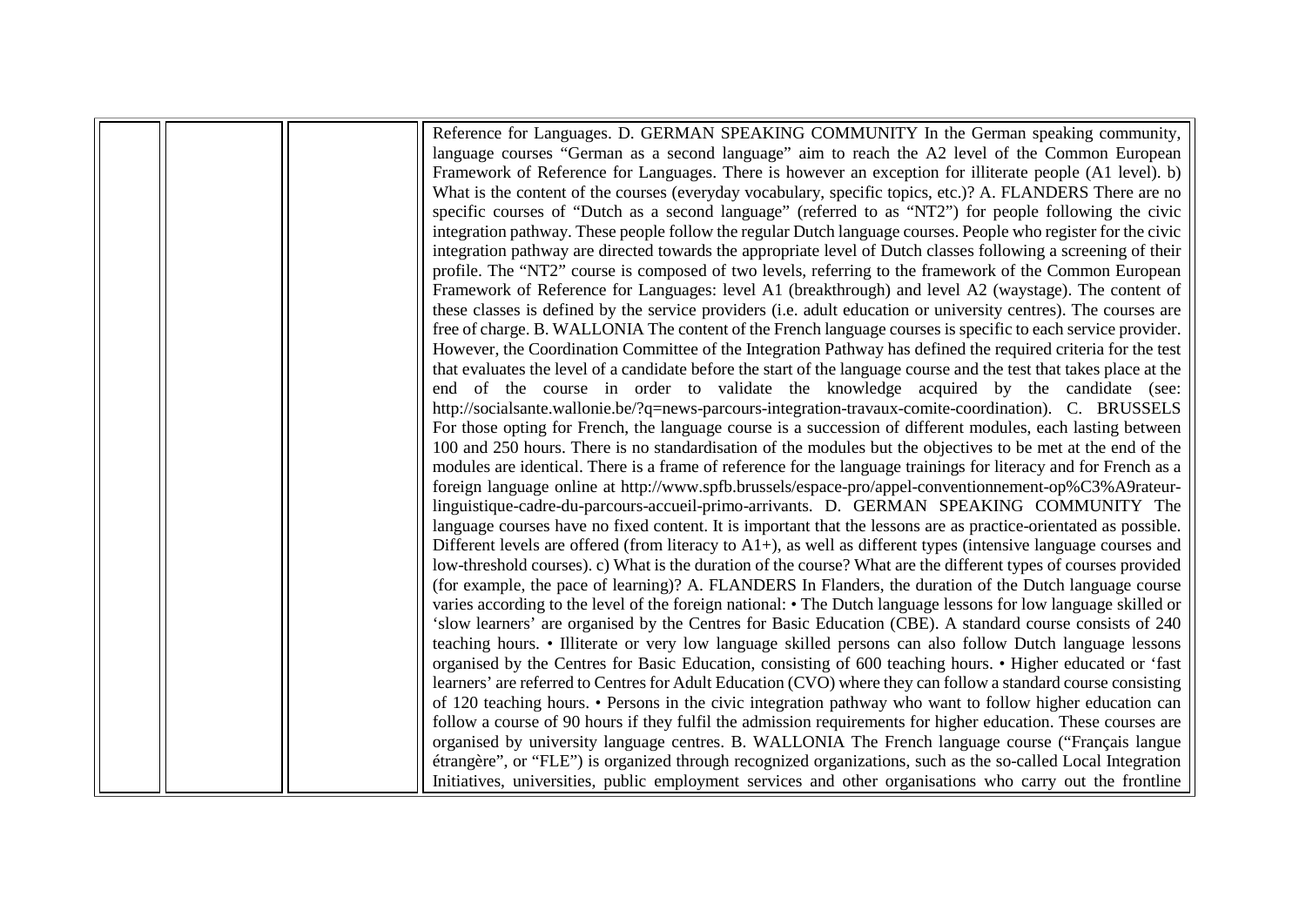|  |  |  | Reference for Languages. D. GERMAN SPEAKING COMMUNITY In the German speaking community, language courses "German as a second language" aim to reach the A2 level of the Common European Framework of Reference for Languages. There is however an exception for illiterate people (A1 level). b) What is the content of the courses (everyday vocabulary, specific topics, etc.)? A. FLANDERS There are no specific courses of "Dutch as a second language" (referred to as "NT2") for people following the civic integration pathway. These people follow the regular Dutch language courses. People who register for the civic integration pathway are directed towards the appropriate level of Dutch classes following a screening of their profile. The "NT2" course is composed of two levels, referring to the framework of the Common European Framework of Reference for Languages: level A1 (breakthrough) and level A2 (waystage). The content of these classes is defined by the service providers (i.e. adult education or university centres). The courses are free of charge. B. WALLONIA The content of the French language courses is specific to each service provider. However, the Coordination Committee of the Integration Pathway has defined the required criteria for the test that evaluates the level of a candidate before the start of the language course and the test that takes place at the end of the course in order to validate the knowledge acquired by the candidate (see: http://socialsante.wallonie.be/?q=news-parcours-integration-travaux-comite-coordination). C. BRUSSELS For those opting for French, the language course is a succession of different modules, each lasting between 100 and 250 hours. There is no standardisation of the modules but the objectives to be met at the end of the modules are identical. There is a frame of reference for the language trainings for literacy and for French as a foreign language online at http://www.spfb.brussels/espace-pro/appel-conventionnement-op%C3%A9rateur-linguistique-cadre-du-parcours-accueil-primo-arrivants. D. GERMAN SPEAKING COMMUNITY The language courses have no fixed content. It is important that the lessons are as practice-orientated as possible. Different levels are offered (from literacy to A1+), as well as different types (intensive language courses and low-threshold courses). c) What is the duration of the course? What are the different types of courses provided (for example, the pace of learning)? A. FLANDERS In Flanders, the duration of the Dutch language course varies according to the level of the foreign national: • The Dutch language lessons for low language skilled or 'slow learners' are organised by the Centres for Basic Education (CBE). A standard course consists of 240 teaching hours. • Illiterate or very low language skilled persons can also follow Dutch language lessons organised by the Centres for Basic Education, consisting of 600 teaching hours. • Higher educated or 'fast learners' are referred to Centres for Adult Education (CVO) where they can follow a standard course consisting of 120 teaching hours. • Persons in the civic integration pathway who want to follow higher education can follow a course of 90 hours if they fulfil the admission requirements for higher education. These courses are organised by university language centres. B. WALLONIA The French language course ("Français langue étrangère", or "FLE") is organized through recognized organizations, such as the so-called Local Integration Initiatives, universities, public employment services and other organisations who carry out the frontline |
|---|---|---|---|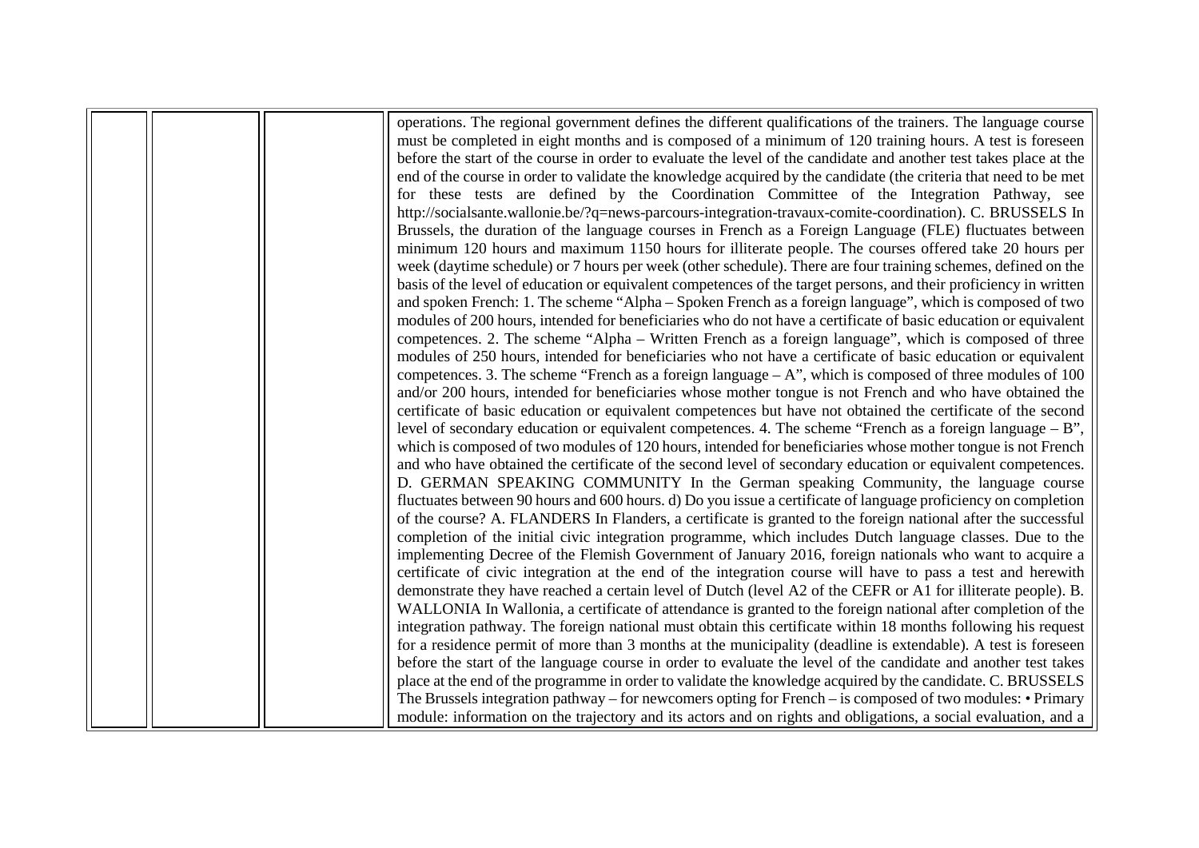|  |  |  | operations. The regional government defines the different qualifications of the trainers. The language course must be completed in eight months and is composed of a minimum of 120 training hours. A test is foreseen before the start of the course in order to evaluate the level of the candidate and another test takes place at the end of the course in order to validate the knowledge acquired by the candidate (the criteria that need to be met for these tests are defined by the Coordination Committee of the Integration Pathway, see http://socialsante.wallonie.be/?q=news-parcours-integration-travaux-comite-coordination). C. BRUSSELS In Brussels, the duration of the language courses in French as a Foreign Language (FLE) fluctuates between minimum 120 hours and maximum 1150 hours for illiterate people. The courses offered take 20 hours per week (daytime schedule) or 7 hours per week (other schedule). There are four training schemes, defined on the basis of the level of education or equivalent competences of the target persons, and their proficiency in written and spoken French: 1. The scheme "Alpha – Spoken French as a foreign language", which is composed of two modules of 200 hours, intended for beneficiaries who do not have a certificate of basic education or equivalent competences. 2. The scheme "Alpha – Written French as a foreign language", which is composed of three modules of 250 hours, intended for beneficiaries who not have a certificate of basic education or equivalent competences. 3. The scheme "French as a foreign language – A", which is composed of three modules of 100 and/or 200 hours, intended for beneficiaries whose mother tongue is not French and who have obtained the certificate of basic education or equivalent competences but have not obtained the certificate of the second level of secondary education or equivalent competences. 4. The scheme "French as a foreign language – B", which is composed of two modules of 120 hours, intended for beneficiaries whose mother tongue is not French and who have obtained the certificate of the second level of secondary education or equivalent competences. D. GERMAN SPEAKING COMMUNITY In the German speaking Community, the language course fluctuates between 90 hours and 600 hours. d) Do you issue a certificate of language proficiency on completion of the course? A. FLANDERS In Flanders, a certificate is granted to the foreign national after the successful completion of the initial civic integration programme, which includes Dutch language classes. Due to the implementing Decree of the Flemish Government of January 2016, foreign nationals who want to acquire a certificate of civic integration at the end of the integration course will have to pass a test and herewith demonstrate they have reached a certain level of Dutch (level A2 of the CEFR or A1 for illiterate people). B. WALLONIA In Wallonia, a certificate of attendance is granted to the foreign national after completion of the integration pathway. The foreign national must obtain this certificate within 18 months following his request for a residence permit of more than 3 months at the municipality (deadline is extendable). A test is foreseen before the start of the language course in order to evaluate the level of the candidate and another test takes place at the end of the programme in order to validate the knowledge acquired by the candidate. C. BRUSSELS The Brussels integration pathway – for newcomers opting for French – is composed of two modules: • Primary module: information on the trajectory and its actors and on rights and obligations, a social evaluation, and a |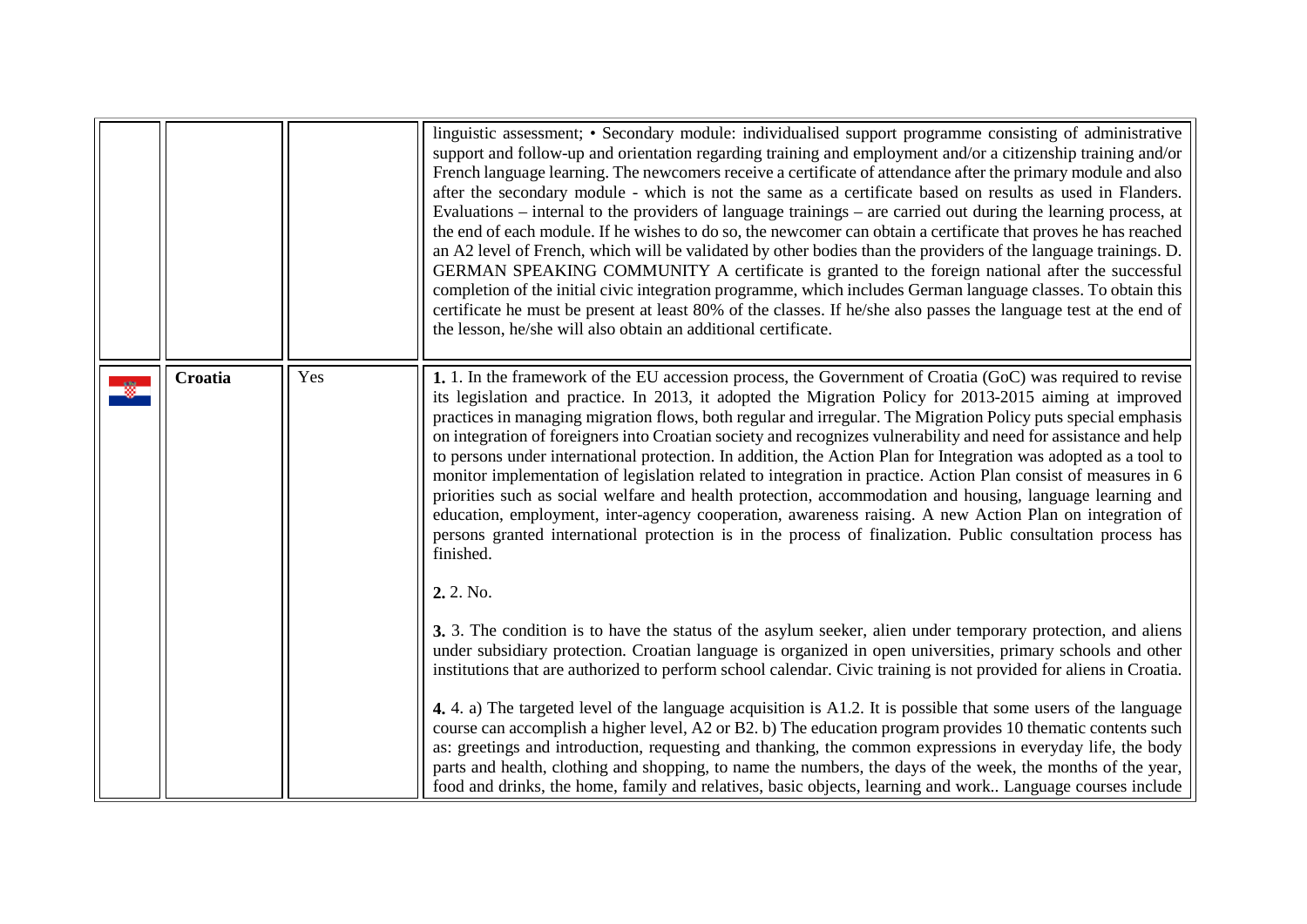|  |  |  |  |
|---|---|---|---|
|  |  |  | linguistic assessment; • Secondary module: individualised support programme consisting of administrative support and follow-up and orientation regarding training and employment and/or a citizenship training and/or French language learning. The newcomers receive a certificate of attendance after the primary module and also after the secondary module - which is not the same as a certificate based on results as used in Flanders. Evaluations – internal to the providers of language trainings – are carried out during the learning process, at the end of each module. If he wishes to do so, the newcomer can obtain a certificate that proves he has reached an A2 level of French, which will be validated by other bodies than the providers of the language trainings. D. GERMAN SPEAKING COMMUNITY A certificate is granted to the foreign national after the successful completion of the initial civic integration programme, which includes German language classes. To obtain this certificate he must be present at least 80% of the classes. If he/she also passes the language test at the end of the lesson, he/she will also obtain an additional certificate. |
|  | **Croatia** | Yes | **1.** 1. In the framework of the EU accession process, the Government of Croatia (GoC) was required to revise its legislation and practice. In 2013, it adopted the Migration Policy for 2013-2015 aiming at improved practices in managing migration flows, both regular and irregular. The Migration Policy puts special emphasis on integration of foreigners into Croatian society and recognizes vulnerability and need for assistance and help to persons under international protection. In addition, the Action Plan for Integration was adopted as a tool to monitor implementation of legislation related to integration in practice. Action Plan consist of measures in 6 priorities such as social welfare and health protection, accommodation and housing, language learning and education, employment, inter-agency cooperation, awareness raising. A new Action Plan on integration of persons granted international protection is in the process of finalization. Public consultation process has finished.<br><br>**2.** 2. No.<br><br>**3.** 3. The condition is to have the status of the asylum seeker, alien under temporary protection, and aliens under subsidiary protection. Croatian language is organized in open universities, primary schools and other institutions that are authorized to perform school calendar. Civic training is not provided for aliens in Croatia.<br><br>**4.** 4. a) The targeted level of the language acquisition is A1.2. It is possible that some users of the language course can accomplish a higher level, A2 or B2. b) The education program provides 10 thematic contents such as: greetings and introduction, requesting and thanking, the common expressions in everyday life, the body parts and health, clothing and shopping, to name the numbers, the days of the week, the months of the year, food and drinks, the home, family and relatives, basic objects, learning and work.. Language courses include |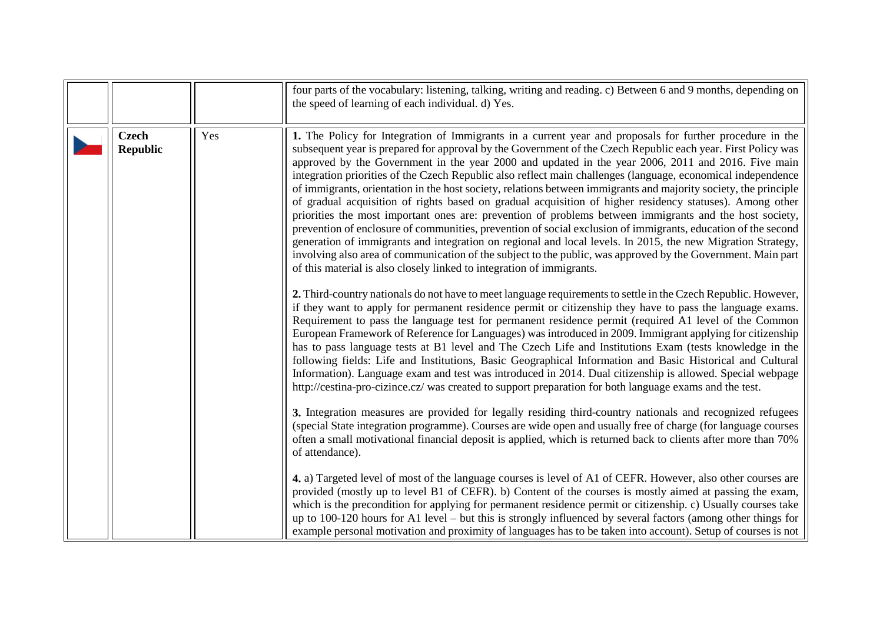| | | | |
|---|---|---|---|
| | | | four parts of the vocabulary: listening, talking, writing and reading. c) Between 6 and 9 months, depending on the speed of learning of each individual. d) Yes. |
| | **Czech Republic** | Yes | **1.** The Policy for Integration of Immigrants in a current year and proposals for further procedure in the subsequent year is prepared for approval by the Government of the Czech Republic each year. First Policy was approved by the Government in the year 2000 and updated in the year 2006, 2011 and 2016. Five main integration priorities of the Czech Republic also reflect main challenges (language, economical independence of immigrants, orientation in the host society, relations between immigrants and majority society, the principle of gradual acquisition of rights based on gradual acquisition of higher residency statuses). Among other priorities the most important ones are: prevention of problems between immigrants and the host society, prevention of enclosure of communities, prevention of social exclusion of immigrants, education of the second generation of immigrants and integration on regional and local levels. In 2015, the new Migration Strategy, involving also area of communication of the subject to the public, was approved by the Government. Main part of this material is also closely linked to integration of immigrants.<br><br>**2.** Third-country nationals do not have to meet language requirements to settle in the Czech Republic. However, if they want to apply for permanent residence permit or citizenship they have to pass the language exams. Requirement to pass the language test for permanent residence permit (required A1 level of the Common European Framework of Reference for Languages) was introduced in 2009. Immigrant applying for citizenship has to pass language tests at B1 level and The Czech Life and Institutions Exam (tests knowledge in the following fields: Life and Institutions, Basic Geographical Information and Basic Historical and Cultural Information). Language exam and test was introduced in 2014. Dual citizenship is allowed. Special webpage http://cestina-pro-cizince.cz/ was created to support preparation for both language exams and the test.<br><br>**3.** Integration measures are provided for legally residing third-country nationals and recognized refugees (special State integration programme). Courses are wide open and usually free of charge (for language courses often a small motivational financial deposit is applied, which is returned back to clients after more than 70% of attendance).<br><br>**4.** a) Targeted level of most of the language courses is level of A1 of CEFR. However, also other courses are provided (mostly up to level B1 of CEFR). b) Content of the courses is mostly aimed at passing the exam, which is the precondition for applying for permanent residence permit or citizenship. c) Usually courses take up to 100-120 hours for A1 level – but this is strongly influenced by several factors (among other things for example personal motivation and proximity of languages has to be taken into account). Setup of courses is not |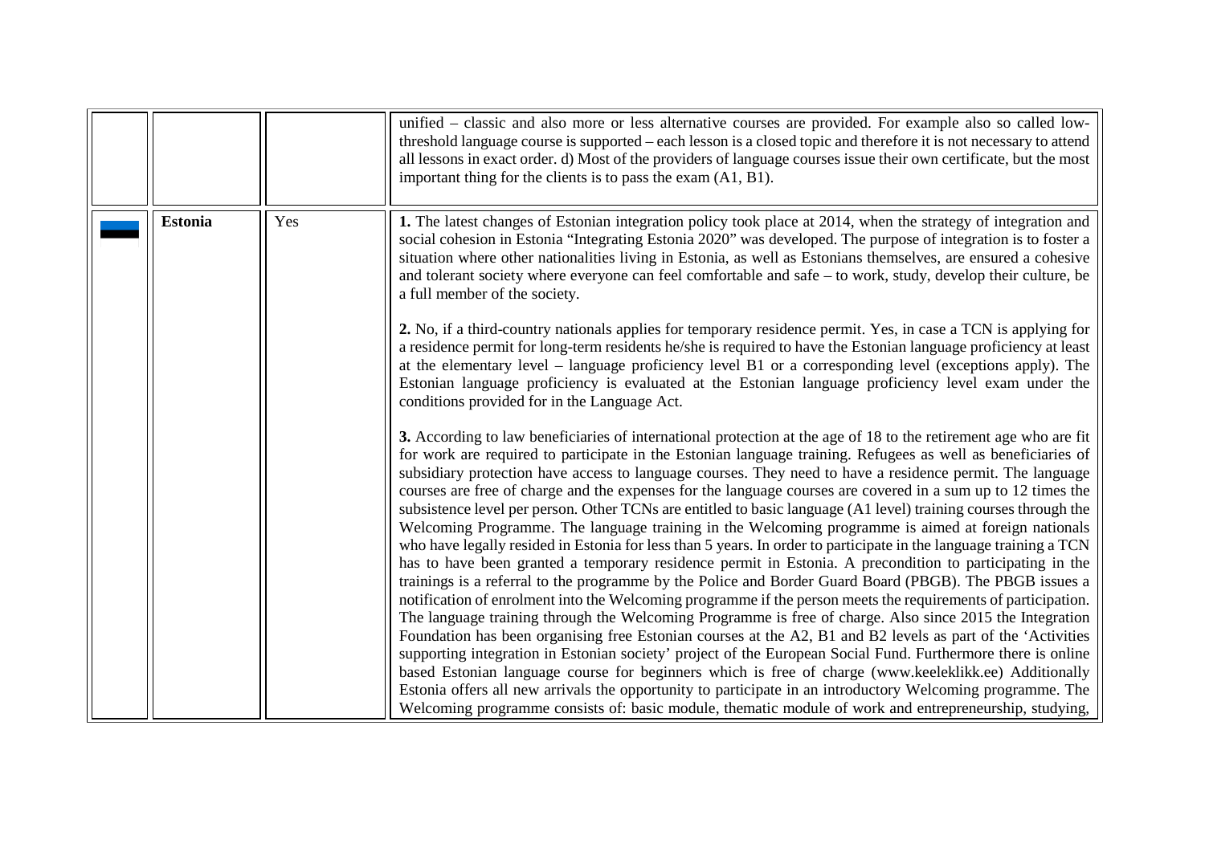| | | | |
|---|---|---|---|
| | | | unified – classic and also more or less alternative courses are provided. For example also so called low-threshold language course is supported – each lesson is a closed topic and therefore it is not necessary to attend all lessons in exact order. d) Most of the providers of language courses issue their own certificate, but the most important thing for the clients is to pass the exam (A1, B1). |
| | **Estonia** | Yes | **1.** The latest changes of Estonian integration policy took place at 2014, when the strategy of integration and social cohesion in Estonia "Integrating Estonia 2020" was developed. The purpose of integration is to foster a situation where other nationalities living in Estonia, as well as Estonians themselves, are ensured a cohesive and tolerant society where everyone can feel comfortable and safe – to work, study, develop their culture, be a full member of the society.<br><br>**2.** No, if a third-country nationals applies for temporary residence permit. Yes, in case a TCN is applying for a residence permit for long-term residents he/she is required to have the Estonian language proficiency at least at the elementary level – language proficiency level B1 or a corresponding level (exceptions apply). The Estonian language proficiency is evaluated at the Estonian language proficiency level exam under the conditions provided for in the Language Act.<br><br>**3.** According to law beneficiaries of international protection at the age of 18 to the retirement age who are fit for work are required to participate in the Estonian language training. Refugees as well as beneficiaries of subsidiary protection have access to language courses. They need to have a residence permit. The language courses are free of charge and the expenses for the language courses are covered in a sum up to 12 times the subsistence level per person. Other TCNs are entitled to basic language (A1 level) training courses through the Welcoming Programme. The language training in the Welcoming programme is aimed at foreign nationals who have legally resided in Estonia for less than 5 years. In order to participate in the language training a TCN has to have been granted a temporary residence permit in Estonia. A precondition to participating in the trainings is a referral to the programme by the Police and Border Guard Board (PBGB). The PBGB issues a notification of enrolment into the Welcoming programme if the person meets the requirements of participation. The language training through the Welcoming Programme is free of charge. Also since 2015 the Integration Foundation has been organising free Estonian courses at the A2, B1 and B2 levels as part of the 'Activities supporting integration in Estonian society' project of the European Social Fund. Furthermore there is online based Estonian language course for beginners which is free of charge (www.keeleklikk.ee) Additionally Estonia offers all new arrivals the opportunity to participate in an introductory Welcoming programme. The Welcoming programme consists of: basic module, thematic module of work and entrepreneurship, studying, |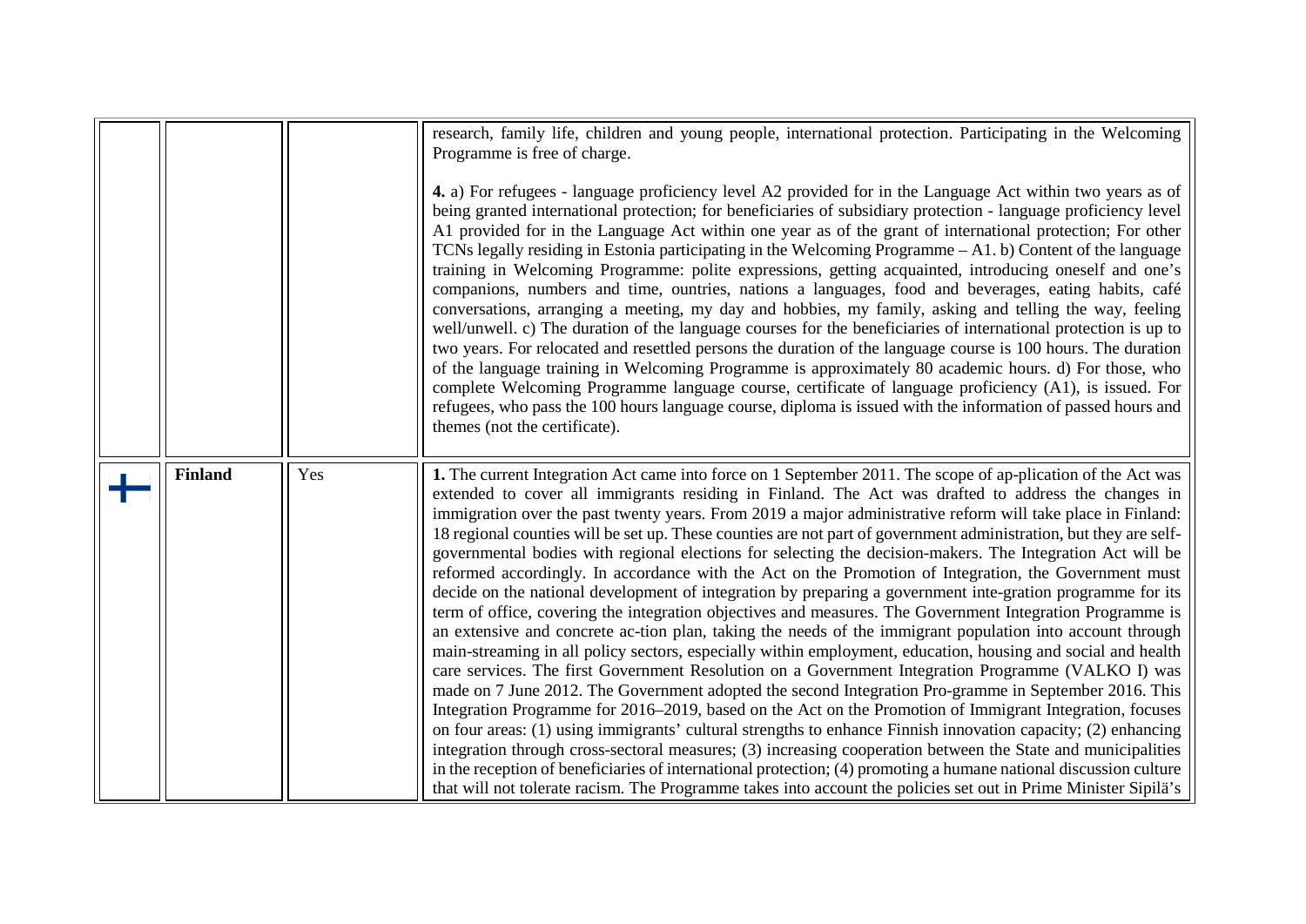| | | | |
|---|---|---|---|
| | | | research, family life, children and young people, international protection. Participating in the Welcoming Programme is free of charge.<br><br>**4.** a) For refugees - language proficiency level A2 provided for in the Language Act within two years as of being granted international protection; for beneficiaries of subsidiary protection - language proficiency level A1 provided for in the Language Act within one year as of the grant of international protection; For other TCNs legally residing in Estonia participating in the Welcoming Programme – A1. b) Content of the language training in Welcoming Programme: polite expressions, getting acquainted, introducing oneself and one's companions, numbers and time, ountries, nations a languages, food and beverages, eating habits, café conversations, arranging a meeting, my day and hobbies, my family, asking and telling the way, feeling well/unwell. c) The duration of the language courses for the beneficiaries of international protection is up to two years. For relocated and resettled persons the duration of the language course is 100 hours. The duration of the language training in Welcoming Programme is approximately 80 academic hours. d) For those, who complete Welcoming Programme language course, certificate of language proficiency (A1), is issued. For refugees, who pass the 100 hours language course, diploma is issued with the information of passed hours and themes (not the certificate). |
| | **Finland** | Yes | **1.** The current Integration Act came into force on 1 September 2011. The scope of ap-plication of the Act was extended to cover all immigrants residing in Finland. The Act was drafted to address the changes in immigration over the past twenty years. From 2019 a major administrative reform will take place in Finland: 18 regional counties will be set up. These counties are not part of government administration, but they are self-governmental bodies with regional elections for selecting the decision-makers. The Integration Act will be reformed accordingly. In accordance with the Act on the Promotion of Integration, the Government must decide on the national development of integration by preparing a government inte-gration programme for its term of office, covering the integration objectives and measures. The Government Integration Programme is an extensive and concrete ac-tion plan, taking the needs of the immigrant population into account through main-streaming in all policy sectors, especially within employment, education, housing and social and health care services. The first Government Resolution on a Government Integration Programme (VALKO I) was made on 7 June 2012. The Government adopted the second Integration Pro-gramme in September 2016. This Integration Programme for 2016–2019, based on the Act on the Promotion of Immigrant Integration, focuses on four areas: (1) using immigrants' cultural strengths to enhance Finnish innovation capacity; (2) enhancing integration through cross-sectoral measures; (3) increasing cooperation between the State and municipalities in the reception of beneficiaries of international protection; (4) promoting a humane national discussion culture that will not tolerate racism. The Programme takes into account the policies set out in Prime Minister Sipilä's |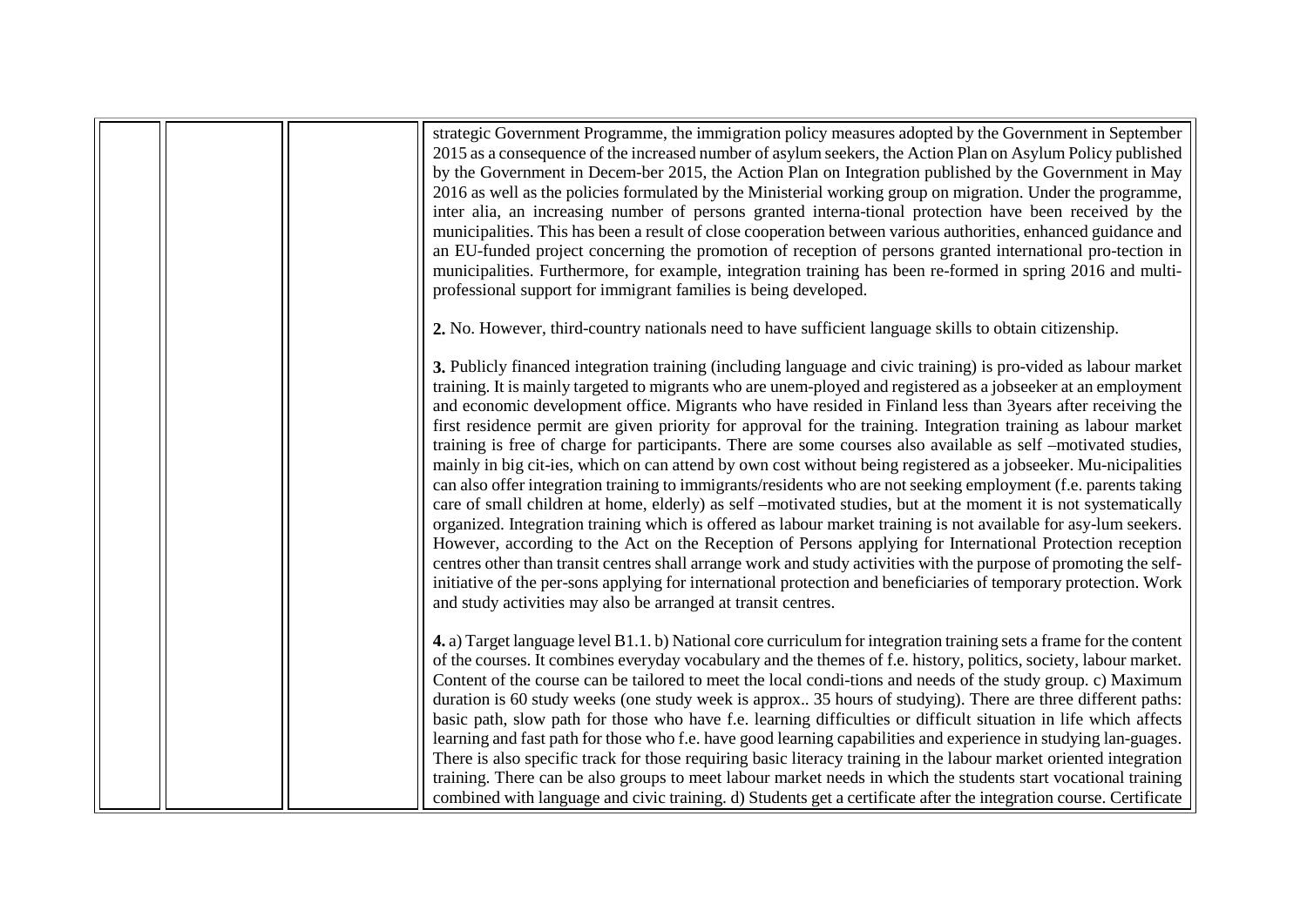| | | | strategic Government Programme, the immigration policy measures adopted by the Government in September 2015 as a consequence of the increased number of asylum seekers, the Action Plan on Asylum Policy published by the Government in Decem-ber 2015, the Action Plan on Integration published by the Government in May 2016 as well as the policies formulated by the Ministerial working group on migration. Under the programme, inter alia, an increasing number of persons granted interna-tional protection have been received by the municipalities. This has been a result of close cooperation between various authorities, enhanced guidance and an EU-funded project concerning the promotion of reception of persons granted international pro-tection in municipalities. Furthermore, for example, integration training has been re-formed in spring 2016 and multi-professional support for immigrant families is being developed.<br><br>**2.** No. However, third-country nationals need to have sufficient language skills to obtain citizenship.<br><br>**3.** Publicly financed integration training (including language and civic training) is pro-vided as labour market training. It is mainly targeted to migrants who are unem-ployed and registered as a jobseeker at an employment and economic development office. Migrants who have resided in Finland less than 3years after receiving the first residence permit are given priority for approval for the training. Integration training as labour market training is free of charge for participants. There are some courses also available as self –motivated studies, mainly in big cit-ies, which on can attend by own cost without being registered as a jobseeker. Mu-nicipalities can also offer integration training to immigrants/residents who are not seeking employment (f.e. parents taking care of small children at home, elderly) as self –motivated studies, but at the moment it is not systematically organized. Integration training which is offered as labour market training is not available for asy-lum seekers. However, according to the Act on the Reception of Persons applying for International Protection reception centres other than transit centres shall arrange work and study activities with the purpose of promoting the self-initiative of the per-sons applying for international protection and beneficiaries of temporary protection. Work and study activities may also be arranged at transit centres.<br><br>**4.** a) Target language level B1.1. b) National core curriculum for integration training sets a frame for the content of the courses. It combines everyday vocabulary and the themes of f.e. history, politics, society, labour market. Content of the course can be tailored to meet the local condi-tions and needs of the study group. c) Maximum duration is 60 study weeks (one study week is approx.. 35 hours of studying). There are three different paths: basic path, slow path for those who have f.e. learning difficulties or difficult situation in life which affects learning and fast path for those who f.e. have good learning capabilities and experience in studying lan-guages. There is also specific track for those requiring basic literacy training in the labour market oriented integration training. There can be also groups to meet labour market needs in which the students start vocational training combined with language and civic training. d) Students get a certificate after the integration course. Certificate |
|---|---|---|---|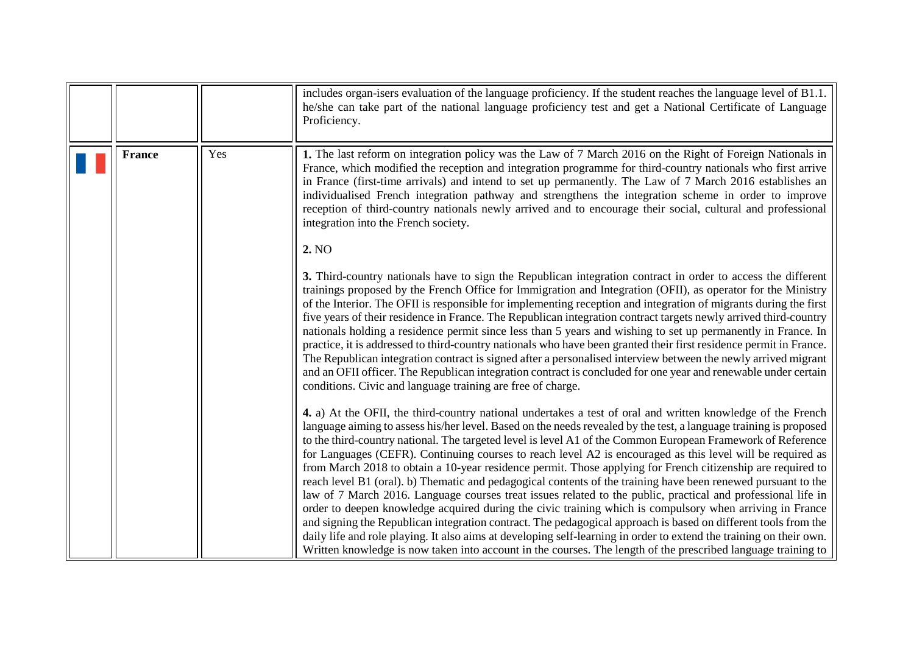| | | | |
|---|---|---|---|
| | | | includes organ-isers evaluation of the language proficiency. If the student reaches the language level of B1.1. he/she can take part of the national language proficiency test and get a National Certificate of Language Proficiency. |
| | **France** | Yes | **1.** The last reform on integration policy was the Law of 7 March 2016 on the Right of Foreign Nationals in France, which modified the reception and integration programme for third-country nationals who first arrive in France (first-time arrivals) and intend to set up permanently. The Law of 7 March 2016 establishes an individualised French integration pathway and strengthens the integration scheme in order to improve reception of third-country nationals newly arrived and to encourage their social, cultural and professional integration into the French society.<br><br>**2.** NO<br><br>**3.** Third-country nationals have to sign the Republican integration contract in order to access the different trainings proposed by the French Office for Immigration and Integration (OFII), as operator for the Ministry of the Interior. The OFII is responsible for implementing reception and integration of migrants during the first five years of their residence in France. The Republican integration contract targets newly arrived third-country nationals holding a residence permit since less than 5 years and wishing to set up permanently in France. In practice, it is addressed to third-country nationals who have been granted their first residence permit in France. The Republican integration contract is signed after a personalised interview between the newly arrived migrant and an OFII officer. The Republican integration contract is concluded for one year and renewable under certain conditions. Civic and language training are free of charge.<br><br>**4.** a) At the OFII, the third-country national undertakes a test of oral and written knowledge of the French language aiming to assess his/her level. Based on the needs revealed by the test, a language training is proposed to the third-country national. The targeted level is level A1 of the Common European Framework of Reference for Languages (CEFR). Continuing courses to reach level A2 is encouraged as this level will be required as from March 2018 to obtain a 10-year residence permit. Those applying for French citizenship are required to reach level B1 (oral). b) Thematic and pedagogical contents of the training have been renewed pursuant to the law of 7 March 2016. Language courses treat issues related to the public, practical and professional life in order to deepen knowledge acquired during the civic training which is compulsory when arriving in France and signing the Republican integration contract. The pedagogical approach is based on different tools from the daily life and role playing. It also aims at developing self-learning in order to extend the training on their own. Written knowledge is now taken into account in the courses. The length of the prescribed language training to |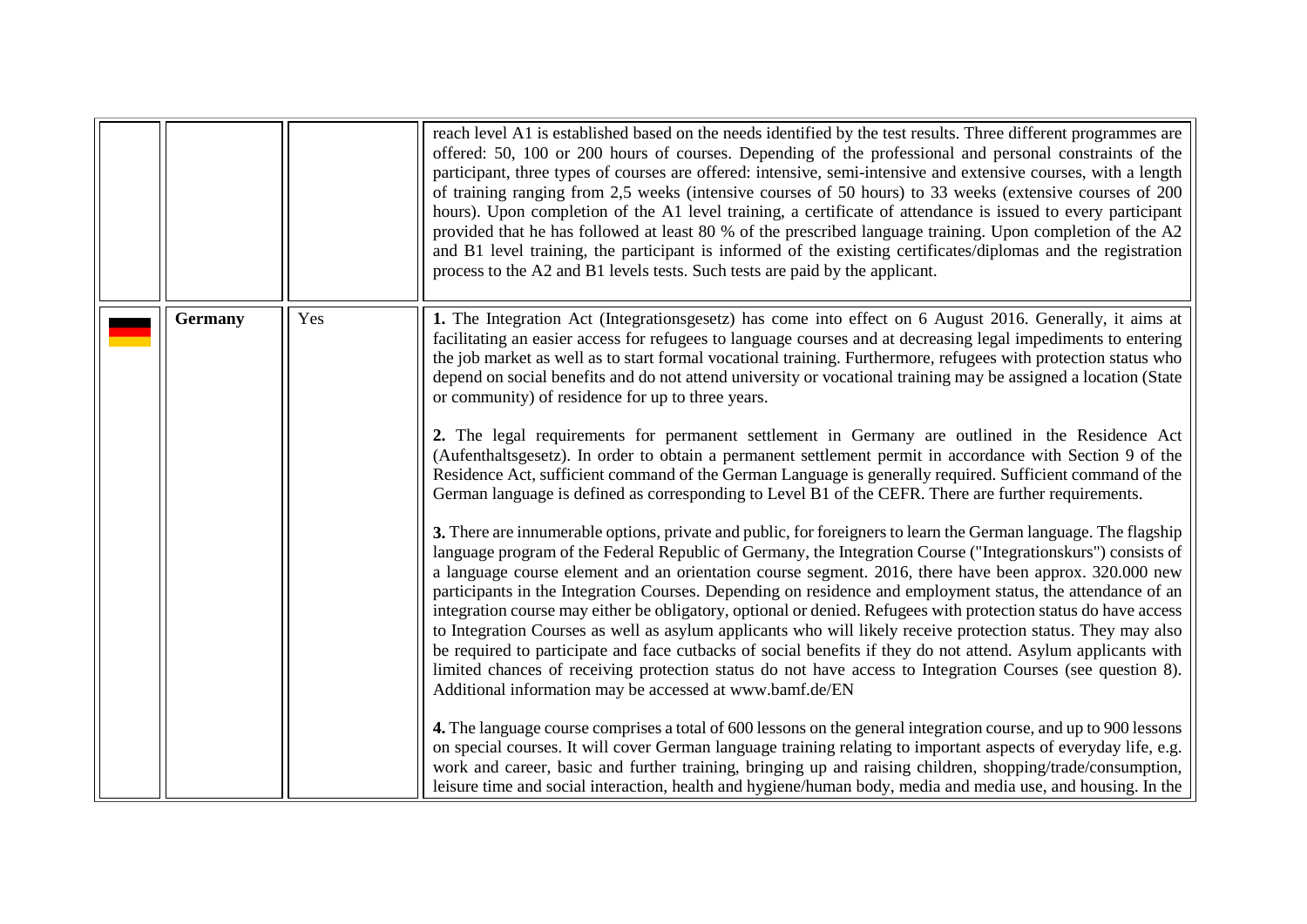| | | | |
|---|---|---|---|
| | | | reach level A1 is established based on the needs identified by the test results. Three different programmes are offered: 50, 100 or 200 hours of courses. Depending of the professional and personal constraints of the participant, three types of courses are offered: intensive, semi-intensive and extensive courses, with a length of training ranging from 2,5 weeks (intensive courses of 50 hours) to 33 weeks (extensive courses of 200 hours). Upon completion of the A1 level training, a certificate of attendance is issued to every participant provided that he has followed at least 80 % of the prescribed language training. Upon completion of the A2 and B1 level training, the participant is informed of the existing certificates/diplomas and the registration process to the A2 and B1 levels tests. Such tests are paid by the applicant. |
| | **Germany** | Yes | **1.** The Integration Act (Integrationsgesetz) has come into effect on 6 August 2016. Generally, it aims at facilitating an easier access for refugees to language courses and at decreasing legal impediments to entering the job market as well as to start formal vocational training. Furthermore, refugees with protection status who depend on social benefits and do not attend university or vocational training may be assigned a location (State or community) of residence for up to three years.<br><br>**2.** The legal requirements for permanent settlement in Germany are outlined in the Residence Act (Aufenthaltsgesetz). In order to obtain a permanent settlement permit in accordance with Section 9 of the Residence Act, sufficient command of the German Language is generally required. Sufficient command of the German language is defined as corresponding to Level B1 of the CEFR. There are further requirements.<br><br>**3.** There are innumerable options, private and public, for foreigners to learn the German language. The flagship language program of the Federal Republic of Germany, the Integration Course ("Integrationskurs") consists of a language course element and an orientation course segment. 2016, there have been approx. 320.000 new participants in the Integration Courses. Depending on residence and employment status, the attendance of an integration course may either be obligatory, optional or denied. Refugees with protection status do have access to Integration Courses as well as asylum applicants who will likely receive protection status. They may also be required to participate and face cutbacks of social benefits if they do not attend. Asylum applicants with limited chances of receiving protection status do not have access to Integration Courses (see question 8). Additional information may be accessed at www.bamf.de/EN<br><br>**4.** The language course comprises a total of 600 lessons on the general integration course, and up to 900 lessons on special courses. It will cover German language training relating to important aspects of everyday life, e.g. work and career, basic and further training, bringing up and raising children, shopping/trade/consumption, leisure time and social interaction, health and hygiene/human body, media and media use, and housing. In the |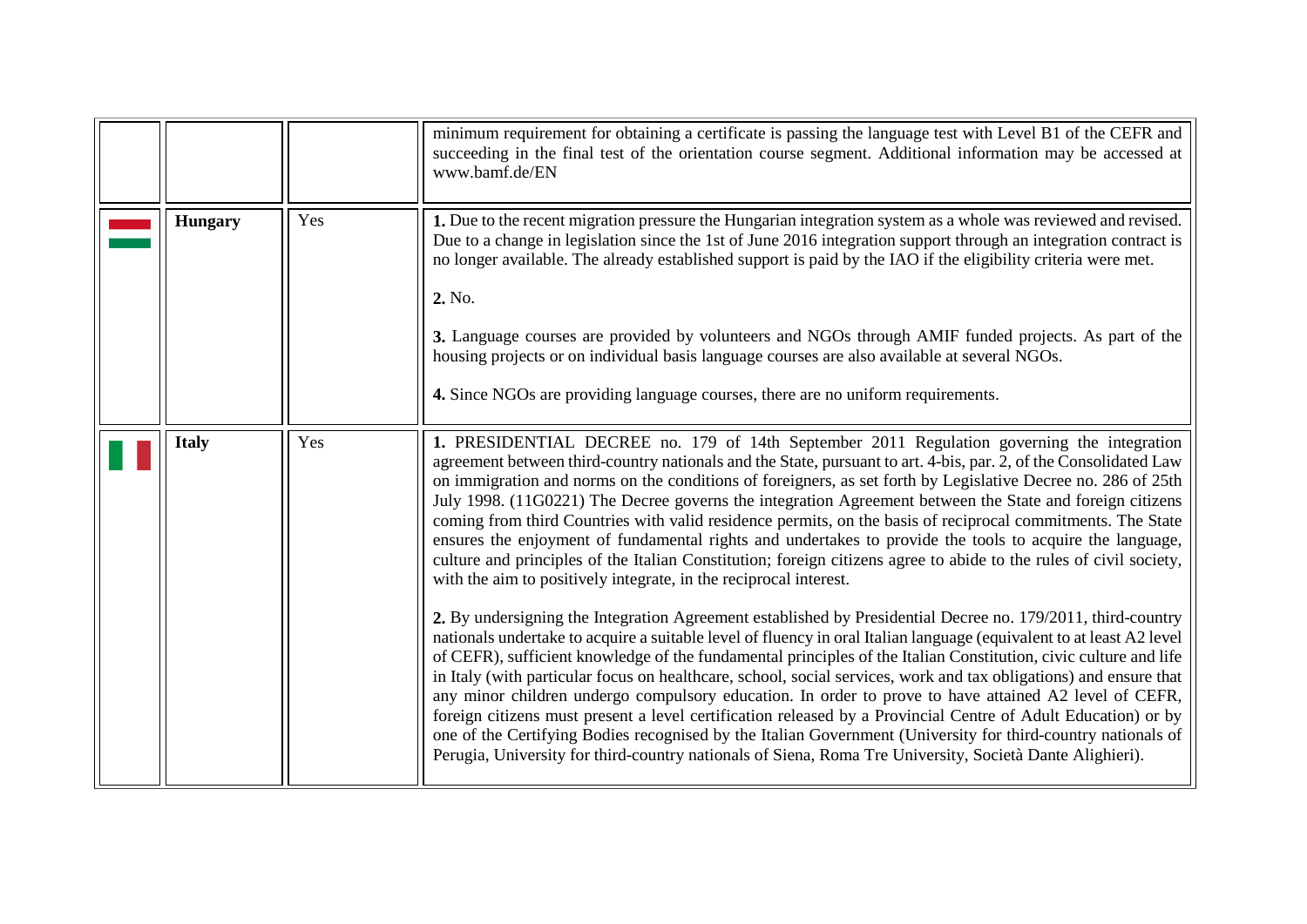| | | | |
|---|---|---|---|
| | | | minimum requirement for obtaining a certificate is passing the language test with Level B1 of the CEFR and succeeding in the final test of the orientation course segment. Additional information may be accessed at www.bamf.de/EN |
| | **Hungary** | Yes | **1.** Due to the recent migration pressure the Hungarian integration system as a whole was reviewed and revised. Due to a change in legislation since the 1st of June 2016 integration support through an integration contract is no longer available. The already established support is paid by the IAO if the eligibility criteria were met.<br><br>**2.** No.<br><br>**3.** Language courses are provided by volunteers and NGOs through AMIF funded projects. As part of the housing projects or on individual basis language courses are also available at several NGOs.<br><br>**4.** Since NGOs are providing language courses, there are no uniform requirements. |
| | **Italy** | Yes | **1.** PRESIDENTIAL DECREE no. 179 of 14th September 2011 Regulation governing the integration agreement between third-country nationals and the State, pursuant to art. 4-bis, par. 2, of the Consolidated Law on immigration and norms on the conditions of foreigners, as set forth by Legislative Decree no. 286 of 25th July 1998. (11G0221) The Decree governs the integration Agreement between the State and foreign citizens coming from third Countries with valid residence permits, on the basis of reciprocal commitments. The State ensures the enjoyment of fundamental rights and undertakes to provide the tools to acquire the language, culture and principles of the Italian Constitution; foreign citizens agree to abide to the rules of civil society, with the aim to positively integrate, in the reciprocal interest.<br><br>**2.** By undersigning the Integration Agreement established by Presidential Decree no. 179/2011, third-country nationals undertake to acquire a suitable level of fluency in oral Italian language (equivalent to at least A2 level of CEFR), sufficient knowledge of the fundamental principles of the Italian Constitution, civic culture and life in Italy (with particular focus on healthcare, school, social services, work and tax obligations) and ensure that any minor children undergo compulsory education. In order to prove to have attained A2 level of CEFR, foreign citizens must present a level certification released by a Provincial Centre of Adult Education) or by one of the Certifying Bodies recognised by the Italian Government (University for third-country nationals of Perugia, University for third-country nationals of Siena, Roma Tre University, Società Dante Alighieri). |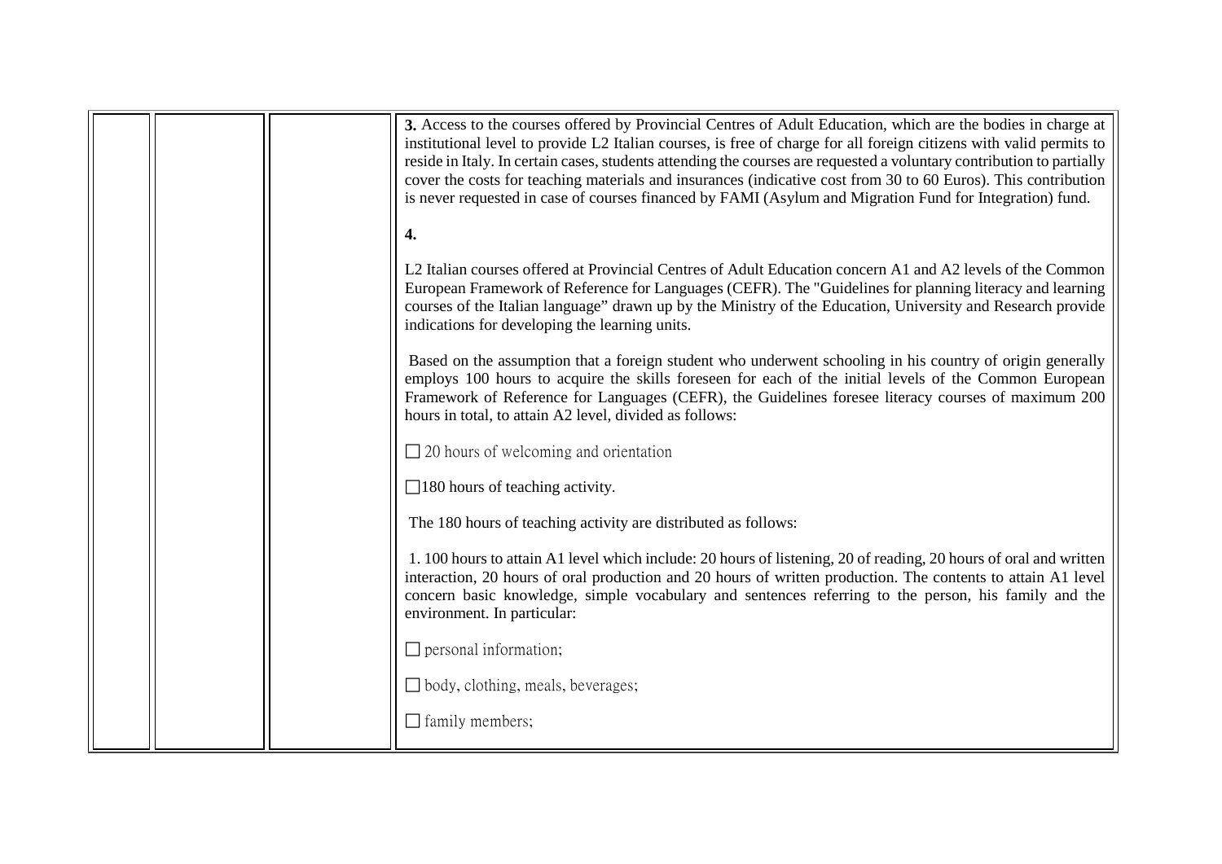| | | | **3.** Access to the courses offered by Provincial Centres of Adult Education, which are the bodies in charge at institutional level to provide L2 Italian courses, is free of charge for all foreign citizens with valid permits to reside in Italy. In certain cases, students attending the courses are requested a voluntary contribution to partially cover the costs for teaching materials and insurances (indicative cost from 30 to 60 Euros). This contribution is never requested in case of courses financed by FAMI (Asylum and Migration Fund for Integration) fund.<br><br>**4.**<br><br>L2 Italian courses offered at Provincial Centres of Adult Education concern A1 and A2 levels of the Common European Framework of Reference for Languages (CEFR). The "Guidelines for planning literacy and learning courses of the Italian language" drawn up by the Ministry of the Education, University and Research provide indications for developing the learning units.<br><br>Based on the assumption that a foreign student who underwent schooling in his country of origin generally employs 100 hours to acquire the skills foreseen for each of the initial levels of the Common European Framework of Reference for Languages (CEFR), the Guidelines foresee literacy courses of maximum 200 hours in total, to attain A2 level, divided as follows:<br><br>☐ 20 hours of welcoming and orientation<br><br>☐180 hours of teaching activity.<br><br>The 180 hours of teaching activity are distributed as follows:<br><br>1. 100 hours to attain A1 level which include: 20 hours of listening, 20 of reading, 20 hours of oral and written interaction, 20 hours of oral production and 20 hours of written production. The contents to attain A1 level concern basic knowledge, simple vocabulary and sentences referring to the person, his family and the environment. In particular:<br><br>☐ personal information;<br><br>☐ body, clothing, meals, beverages;<br><br>☐ family members; |
|---|---|---|---|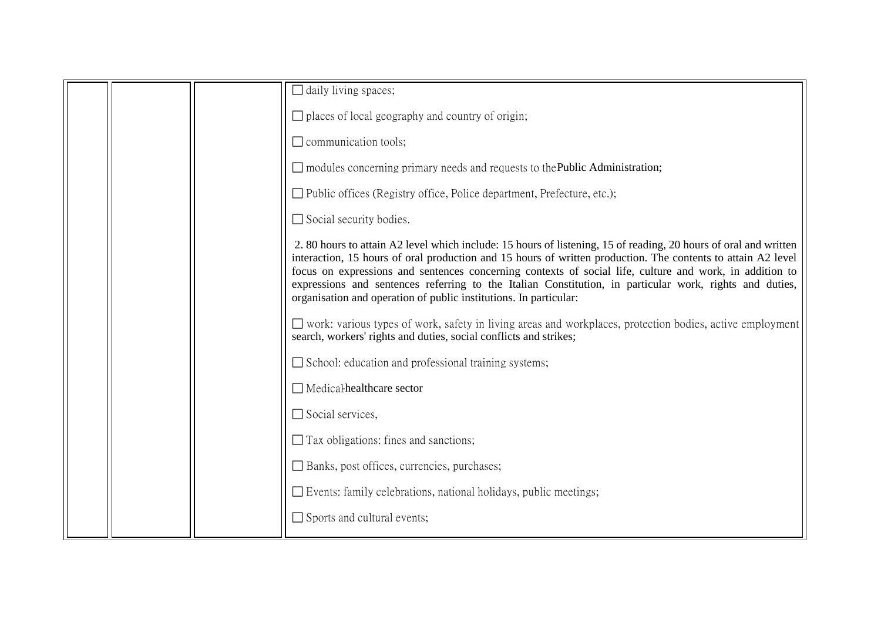| | | | |
|---|---|---|---|
| | | | ☐ daily living spaces;<br><br>☐ places of local geography and country of origin;<br><br>☐ communication tools;<br><br>☐ modules concerning primary needs and requests to the Public Administration;<br><br>☐ Public offices (Registry office, Police department, Prefecture, etc.);<br><br>☐ Social security bodies.<br><br>2. 80 hours to attain A2 level which include: 15 hours of listening, 15 of reading, 20 hours of oral and written interaction, 15 hours of oral production and 15 hours of written production. The contents to attain A2 level focus on expressions and sentences concerning contexts of social life, culture and work, in addition to expressions and sentences referring to the Italian Constitution, in particular work, rights and duties, organisation and operation of public institutions. In particular:<br><br>☐ work: various types of work, safety in living areas and workplaces, protection bodies, active employment search, workers' rights and duties, social conflicts and strikes;<br><br>☐ School: education and professional training systems;<br><br>☐ Medical-healthcare sector<br><br>☐ Social services,<br><br>☐ Tax obligations: fines and sanctions;<br><br>☐ Banks, post offices, currencies, purchases;<br><br>☐ Events: family celebrations, national holidays, public meetings;<br><br>☐ Sports and cultural events; |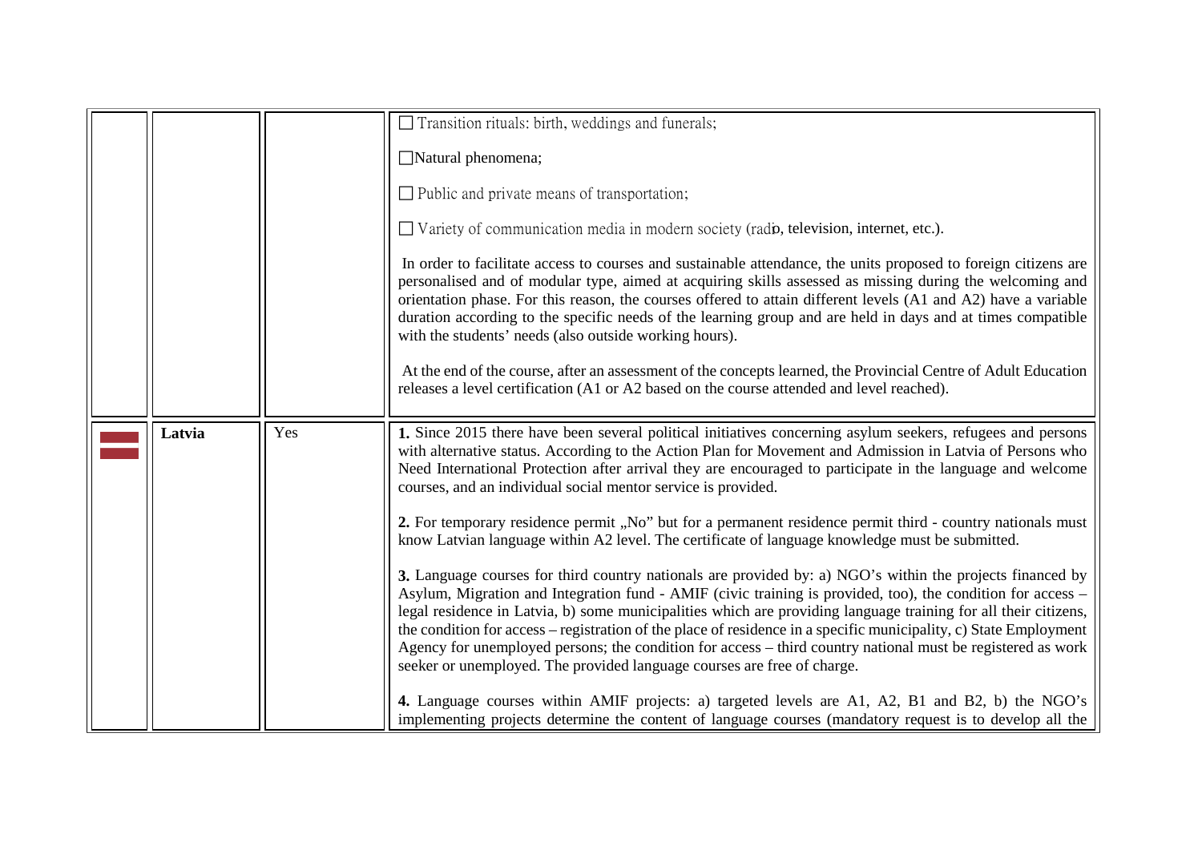| | | | |
|---|---|---|---|
| | | | ☐ Transition rituals: birth, weddings and funerals;<br><br>☐Natural phenomena;<br><br>☐ Public and private means of transportation;<br><br>☐ Variety of communication media in modern society (radio, television, internet, etc.).<br><br>In order to facilitate access to courses and sustainable attendance, the units proposed to foreign citizens are personalised and of modular type, aimed at acquiring skills assessed as missing during the welcoming and orientation phase. For this reason, the courses offered to attain different levels (A1 and A2) have a variable duration according to the specific needs of the learning group and are held in days and at times compatible with the students' needs (also outside working hours).<br><br>At the end of the course, after an assessment of the concepts learned, the Provincial Centre of Adult Education releases a level certification (A1 or A2 based on the course attended and level reached). |
| | **Latvia** | Yes | **1.** Since 2015 there have been several political initiatives concerning asylum seekers, refugees and persons with alternative status. According to the Action Plan for Movement and Admission in Latvia of Persons who Need International Protection after arrival they are encouraged to participate in the language and welcome courses, and an individual social mentor service is provided.<br><br>**2.** For temporary residence permit „No" but for a permanent residence permit third - country nationals must know Latvian language within A2 level. The certificate of language knowledge must be submitted.<br><br>**3.** Language courses for third country nationals are provided by: a) NGO's within the projects financed by Asylum, Migration and Integration fund - AMIF (civic training is provided, too), the condition for access – legal residence in Latvia, b) some municipalities which are providing language training for all their citizens, the condition for access – registration of the place of residence in a specific municipality, c) State Employment Agency for unemployed persons; the condition for access – third country national must be registered as work seeker or unemployed. The provided language courses are free of charge.<br><br>**4.** Language courses within AMIF projects: a) targeted levels are A1, A2, B1 and B2, b) the NGO's implementing projects determine the content of language courses (mandatory request is to develop all the |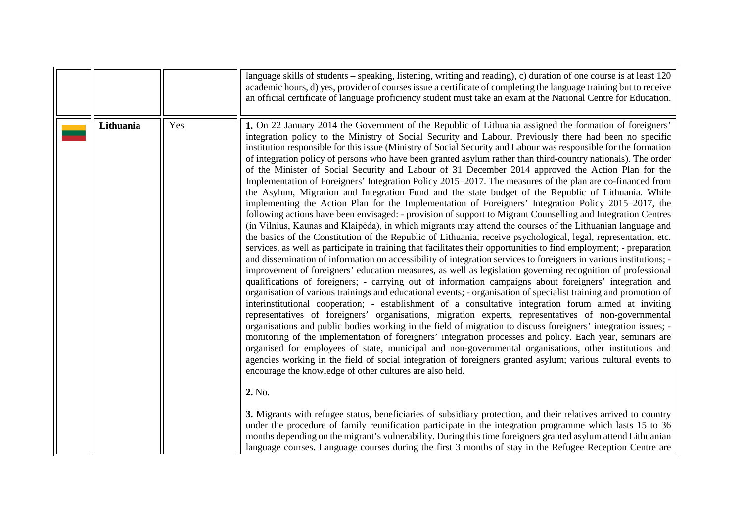| | | | |
|---|---|---|---|
| | | | language skills of students – speaking, listening, writing and reading), c) duration of one course is at least 120 academic hours, d) yes, provider of courses issue a certificate of completing the language training but to receive an official certificate of language proficiency student must take an exam at the National Centre for Education. |
| | **Lithuania** | Yes | **1.** On 22 January 2014 the Government of the Republic of Lithuania assigned the formation of foreigners' integration policy to the Ministry of Social Security and Labour. Previously there had been no specific institution responsible for this issue (Ministry of Social Security and Labour was responsible for the formation of integration policy of persons who have been granted asylum rather than third-country nationals). The order of the Minister of Social Security and Labour of 31 December 2014 approved the Action Plan for the Implementation of Foreigners' Integration Policy 2015–2017. The measures of the plan are co-financed from the Asylum, Migration and Integration Fund and the state budget of the Republic of Lithuania. While implementing the Action Plan for the Implementation of Foreigners' Integration Policy 2015–2017, the following actions have been envisaged: - provision of support to Migrant Counselling and Integration Centres (in Vilnius, Kaunas and Klaipėda), in which migrants may attend the courses of the Lithuanian language and the basics of the Constitution of the Republic of Lithuania, receive psychological, legal, representation, etc. services, as well as participate in training that facilitates their opportunities to find employment; - preparation and dissemination of information on accessibility of integration services to foreigners in various institutions; - improvement of foreigners' education measures, as well as legislation governing recognition of professional qualifications of foreigners; - carrying out of information campaigns about foreigners' integration and organisation of various trainings and educational events; - organisation of specialist training and promotion of interinstitutional cooperation; - establishment of a consultative integration forum aimed at inviting representatives of foreigners' organisations, migration experts, representatives of non-governmental organisations and public bodies working in the field of migration to discuss foreigners' integration issues; - monitoring of the implementation of foreigners' integration processes and policy. Each year, seminars are organised for employees of state, municipal and non-governmental organisations, other institutions and agencies working in the field of social integration of foreigners granted asylum; various cultural events to encourage the knowledge of other cultures are also held.<br><br>**2.** No.<br><br>**3.** Migrants with refugee status, beneficiaries of subsidiary protection, and their relatives arrived to country under the procedure of family reunification participate in the integration programme which lasts 15 to 36 months depending on the migrant's vulnerability. During this time foreigners granted asylum attend Lithuanian language courses. Language courses during the first 3 months of stay in the Refugee Reception Centre are |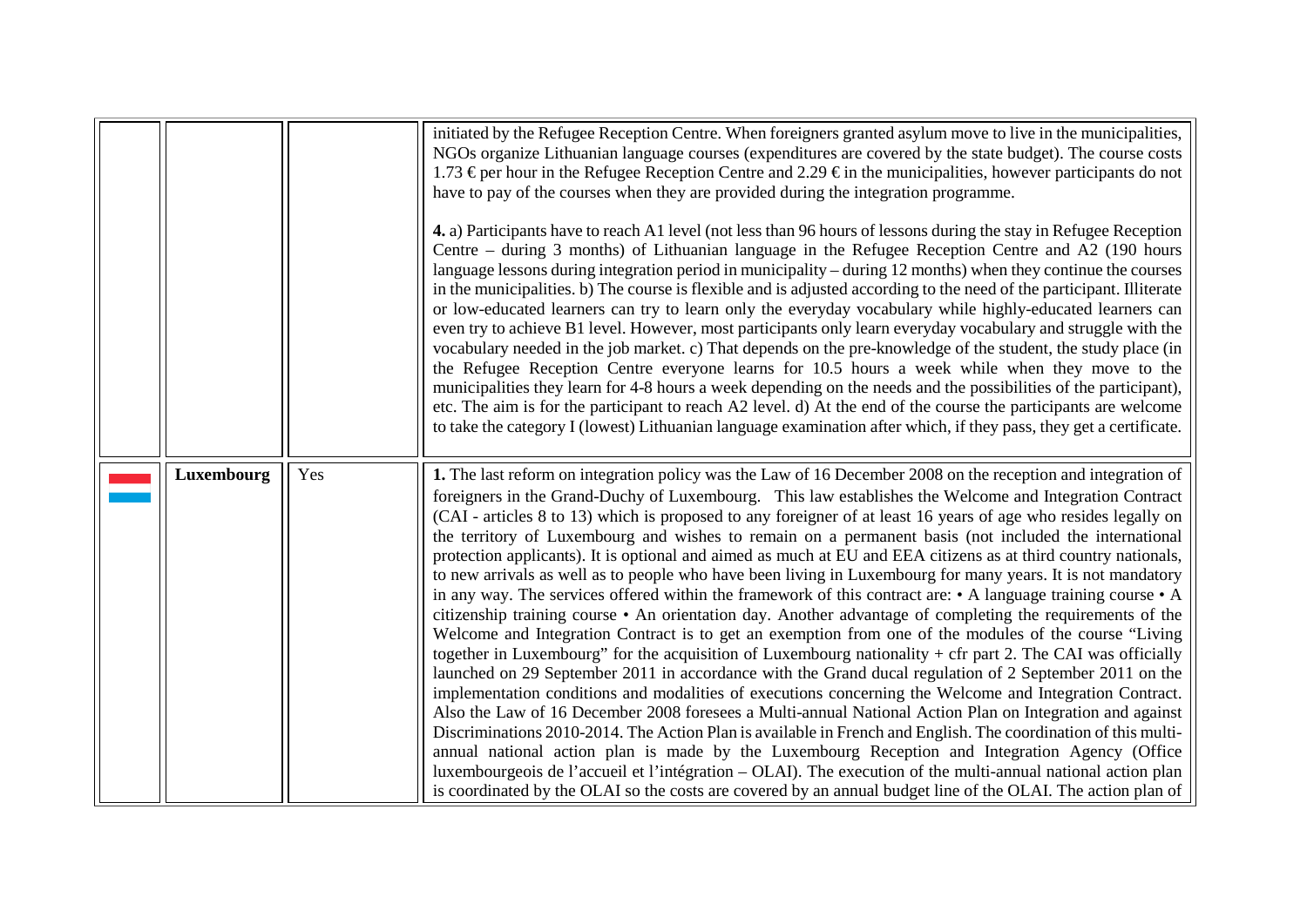| | | | |
|---|---|---|---|
| | | | initiated by the Refugee Reception Centre. When foreigners granted asylum move to live in the municipalities, NGOs organize Lithuanian language courses (expenditures are covered by the state budget). The course costs 1.73 € per hour in the Refugee Reception Centre and 2.29 € in the municipalities, however participants do not have to pay of the courses when they are provided during the integration programme.<br><br>**4.** a) Participants have to reach A1 level (not less than 96 hours of lessons during the stay in Refugee Reception Centre – during 3 months) of Lithuanian language in the Refugee Reception Centre and A2 (190 hours language lessons during integration period in municipality – during 12 months) when they continue the courses in the municipalities. b) The course is flexible and is adjusted according to the need of the participant. Illiterate or low-educated learners can try to learn only the everyday vocabulary while highly-educated learners can even try to achieve B1 level. However, most participants only learn everyday vocabulary and struggle with the vocabulary needed in the job market. c) That depends on the pre-knowledge of the student, the study place (in the Refugee Reception Centre everyone learns for 10.5 hours a week while when they move to the municipalities they learn for 4-8 hours a week depending on the needs and the possibilities of the participant), etc. The aim is for the participant to reach A2 level. d) At the end of the course the participants are welcome to take the category I (lowest) Lithuanian language examination after which, if they pass, they get a certificate. |
| | **Luxembourg** | Yes | **1.** The last reform on integration policy was the Law of 16 December 2008 on the reception and integration of foreigners in the Grand-Duchy of Luxembourg. This law establishes the Welcome and Integration Contract (CAI - articles 8 to 13) which is proposed to any foreigner of at least 16 years of age who resides legally on the territory of Luxembourg and wishes to remain on a permanent basis (not included the international protection applicants). It is optional and aimed as much at EU and EEA citizens as at third country nationals, to new arrivals as well as to people who have been living in Luxembourg for many years. It is not mandatory in any way. The services offered within the framework of this contract are: • A language training course • A citizenship training course • An orientation day. Another advantage of completing the requirements of the Welcome and Integration Contract is to get an exemption from one of the modules of the course "Living together in Luxembourg" for the acquisition of Luxembourg nationality + cfr part 2. The CAI was officially launched on 29 September 2011 in accordance with the Grand ducal regulation of 2 September 2011 on the implementation conditions and modalities of executions concerning the Welcome and Integration Contract. Also the Law of 16 December 2008 foresees a Multi-annual National Action Plan on Integration and against Discriminations 2010-2014. The Action Plan is available in French and English. The coordination of this multi-annual national action plan is made by the Luxembourg Reception and Integration Agency (Office luxembourgeois de l'accueil et l'intégration – OLAI). The execution of the multi-annual national action plan is coordinated by the OLAI so the costs are covered by an annual budget line of the OLAI. The action plan of |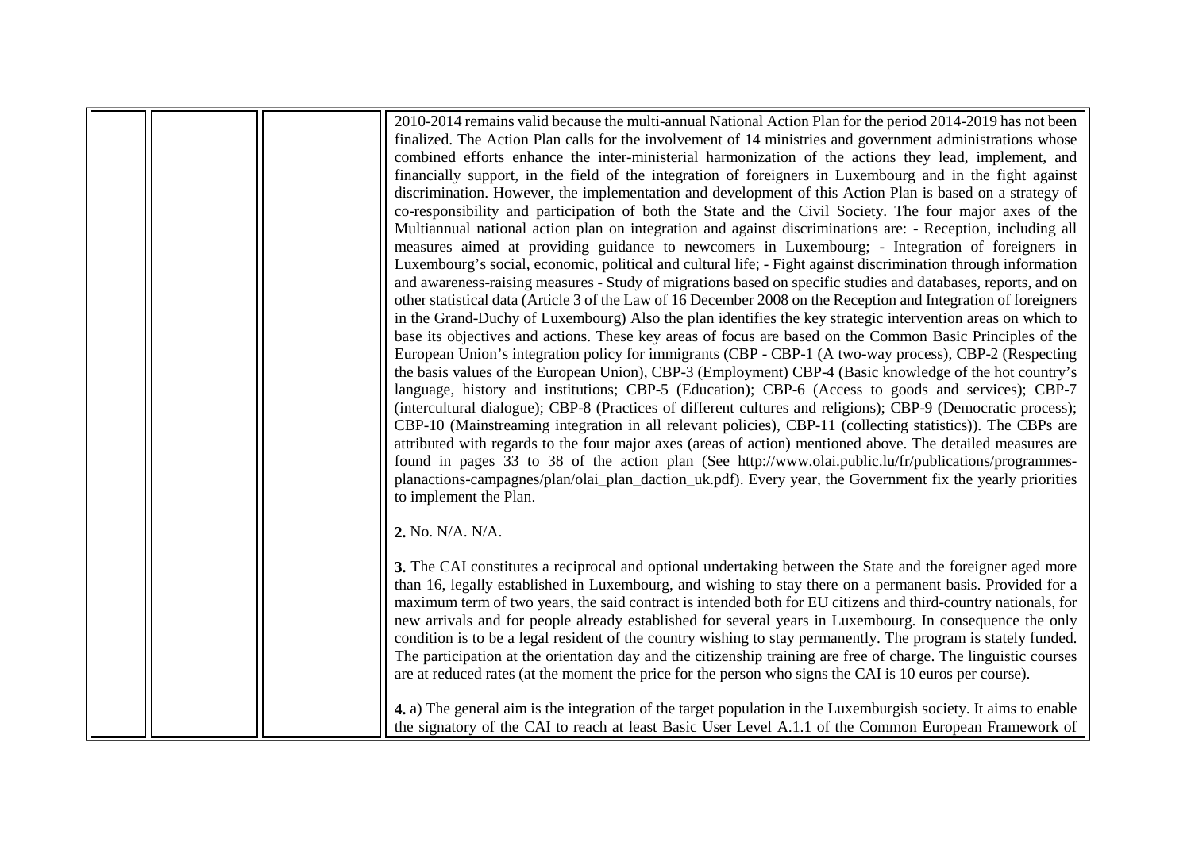| | | | |
|---|---|---|---|
| | | | 2010-2014 remains valid because the multi-annual National Action Plan for the period 2014-2019 has not been finalized. The Action Plan calls for the involvement of 14 ministries and government administrations whose combined efforts enhance the inter-ministerial harmonization of the actions they lead, implement, and financially support, in the field of the integration of foreigners in Luxembourg and in the fight against discrimination. However, the implementation and development of this Action Plan is based on a strategy of co-responsibility and participation of both the State and the Civil Society. The four major axes of the Multiannual national action plan on integration and against discriminations are: - Reception, including all measures aimed at providing guidance to newcomers in Luxembourg; - Integration of foreigners in Luxembourg's social, economic, political and cultural life; - Fight against discrimination through information and awareness-raising measures - Study of migrations based on specific studies and databases, reports, and on other statistical data (Article 3 of the Law of 16 December 2008 on the Reception and Integration of foreigners in the Grand-Duchy of Luxembourg) Also the plan identifies the key strategic intervention areas on which to base its objectives and actions. These key areas of focus are based on the Common Basic Principles of the European Union's integration policy for immigrants (CBP - CBP-1 (A two-way process), CBP-2 (Respecting the basis values of the European Union), CBP-3 (Employment) CBP-4 (Basic knowledge of the hot country's language, history and institutions; CBP-5 (Education); CBP-6 (Access to goods and services); CBP-7 (intercultural dialogue); CBP-8 (Practices of different cultures and religions); CBP-9 (Democratic process); CBP-10 (Mainstreaming integration in all relevant policies), CBP-11 (collecting statistics)). The CBPs are attributed with regards to the four major axes (areas of action) mentioned above. The detailed measures are found in pages 33 to 38 of the action plan (See http://www.olai.public.lu/fr/publications/programmes-planactions-campagnes/plan/olai_plan_daction_uk.pdf). Every year, the Government fix the yearly priorities to implement the Plan.<br><br>**2.** No. N/A. N/A.<br><br>**3.** The CAI constitutes a reciprocal and optional undertaking between the State and the foreigner aged more than 16, legally established in Luxembourg, and wishing to stay there on a permanent basis. Provided for a maximum term of two years, the said contract is intended both for EU citizens and third-country nationals, for new arrivals and for people already established for several years in Luxembourg. In consequence the only condition is to be a legal resident of the country wishing to stay permanently. The program is stately funded. The participation at the orientation day and the citizenship training are free of charge. The linguistic courses are at reduced rates (at the moment the price for the person who signs the CAI is 10 euros per course).<br><br>**4.** a) The general aim is the integration of the target population in the Luxemburgish society. It aims to enable the signatory of the CAI to reach at least Basic User Level A.1.1 of the Common European Framework of |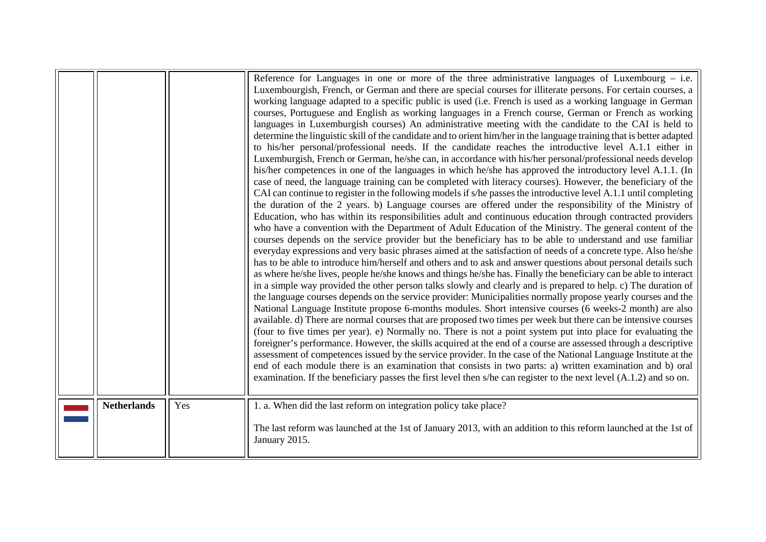|  |  |  |  |
| --- | --- | --- | --- |
|  |  |  | Reference for Languages in one or more of the three administrative languages of Luxembourg – i.e. Luxembourgish, French, or German and there are special courses for illiterate persons. For certain courses, a working language adapted to a specific public is used (i.e. French is used as a working language in German courses, Portuguese and English as working languages in a French course, German or French as working languages in Luxemburgish courses) An administrative meeting with the candidate to the CAI is held to determine the linguistic skill of the candidate and to orient him/her in the language training that is better adapted to his/her personal/professional needs. If the candidate reaches the introductive level A.1.1 either in Luxemburgish, French or German, he/she can, in accordance with his/her personal/professional needs develop his/her competences in one of the languages in which he/she has approved the introductory level A.1.1. (In case of need, the language training can be completed with literacy courses). However, the beneficiary of the CAI can continue to register in the following models if s/he passes the introductive level A.1.1 until completing the duration of the 2 years. b) Language courses are offered under the responsibility of the Ministry of Education, who has within its responsibilities adult and continuous education through contracted providers who have a convention with the Department of Adult Education of the Ministry. The general content of the courses depends on the service provider but the beneficiary has to be able to understand and use familiar everyday expressions and very basic phrases aimed at the satisfaction of needs of a concrete type. Also he/she has to be able to introduce him/herself and others and to ask and answer questions about personal details such as where he/she lives, people he/she knows and things he/she has. Finally the beneficiary can be able to interact in a simple way provided the other person talks slowly and clearly and is prepared to help. c) The duration of the language courses depends on the service provider: Municipalities normally propose yearly courses and the National Language Institute propose 6-months modules. Short intensive courses (6 weeks-2 month) are also available. d) There are normal courses that are proposed two times per week but there can be intensive courses (four to five times per year). e) Normally no. There is not a point system put into place for evaluating the foreigner's performance. However, the skills acquired at the end of a course are assessed through a descriptive assessment of competences issued by the service provider. In the case of the National Language Institute at the end of each module there is an examination that consists in two parts: a) written examination and b) oral examination. If the beneficiary passes the first level then s/he can register to the next level (A.1.2) and so on. |
|  | **Netherlands** | Yes | 1. a. When did the last reform on integration policy take place?<br><br>The last reform was launched at the 1st of January 2013, with an addition to this reform launched at the 1st of January 2015. |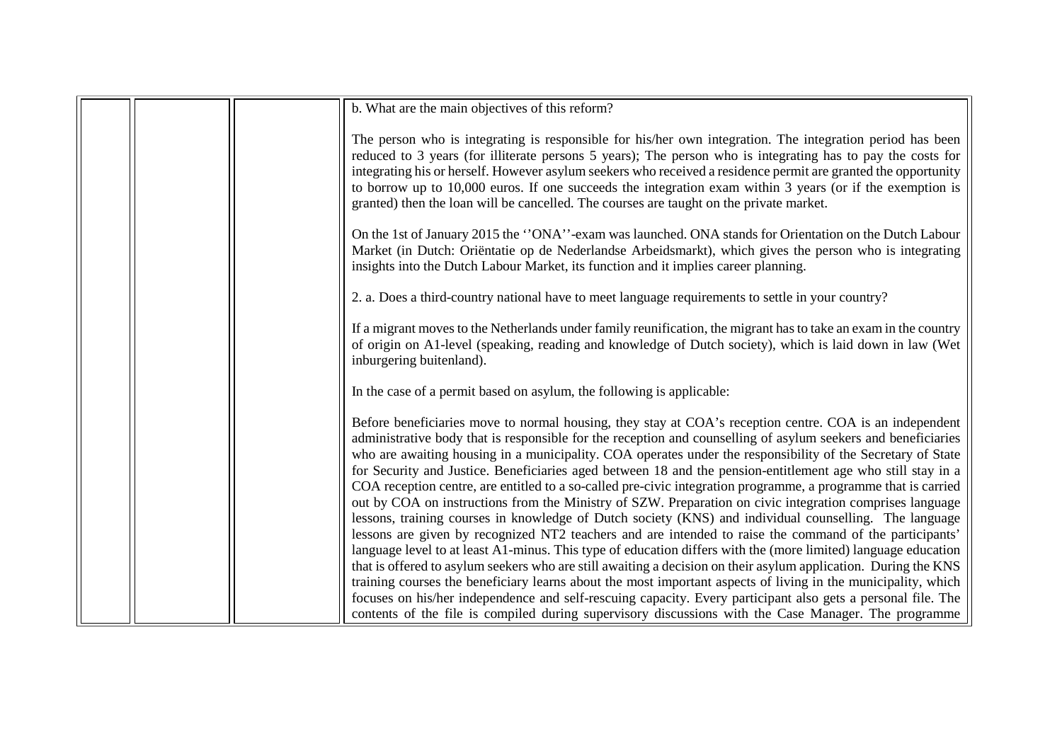| | | | b. What are the main objectives of this reform?<br><br>The person who is integrating is responsible for his/her own integration. The integration period has been reduced to 3 years (for illiterate persons 5 years); The person who is integrating has to pay the costs for integrating his or herself. However asylum seekers who received a residence permit are granted the opportunity to borrow up to 10,000 euros. If one succeeds the integration exam within 3 years (or if the exemption is granted) then the loan will be cancelled. The courses are taught on the private market.<br><br>On the 1st of January 2015 the ''ONA''-exam was launched. ONA stands for Orientation on the Dutch Labour Market (in Dutch: Oriëntatie op de Nederlandse Arbeidsmarkt), which gives the person who is integrating insights into the Dutch Labour Market, its function and it implies career planning.<br><br>2. a. Does a third-country national have to meet language requirements to settle in your country?<br><br>If a migrant moves to the Netherlands under family reunification, the migrant has to take an exam in the country of origin on A1-level (speaking, reading and knowledge of Dutch society), which is laid down in law (Wet inburgering buitenland).<br><br>In the case of a permit based on asylum, the following is applicable:<br><br>Before beneficiaries move to normal housing, they stay at COA's reception centre. COA is an independent administrative body that is responsible for the reception and counselling of asylum seekers and beneficiaries who are awaiting housing in a municipality. COA operates under the responsibility of the Secretary of State for Security and Justice. Beneficiaries aged between 18 and the pension-entitlement age who still stay in a COA reception centre, are entitled to a so-called pre-civic integration programme, a programme that is carried out by COA on instructions from the Ministry of SZW. Preparation on civic integration comprises language lessons, training courses in knowledge of Dutch society (KNS) and individual counselling. The language lessons are given by recognized NT2 teachers and are intended to raise the command of the participants' language level to at least A1-minus. This type of education differs with the (more limited) language education that is offered to asylum seekers who are still awaiting a decision on their asylum application. During the KNS training courses the beneficiary learns about the most important aspects of living in the municipality, which focuses on his/her independence and self-rescuing capacity. Every participant also gets a personal file. The contents of the file is compiled during supervisory discussions with the Case Manager. The programme |
|---|---|---|---|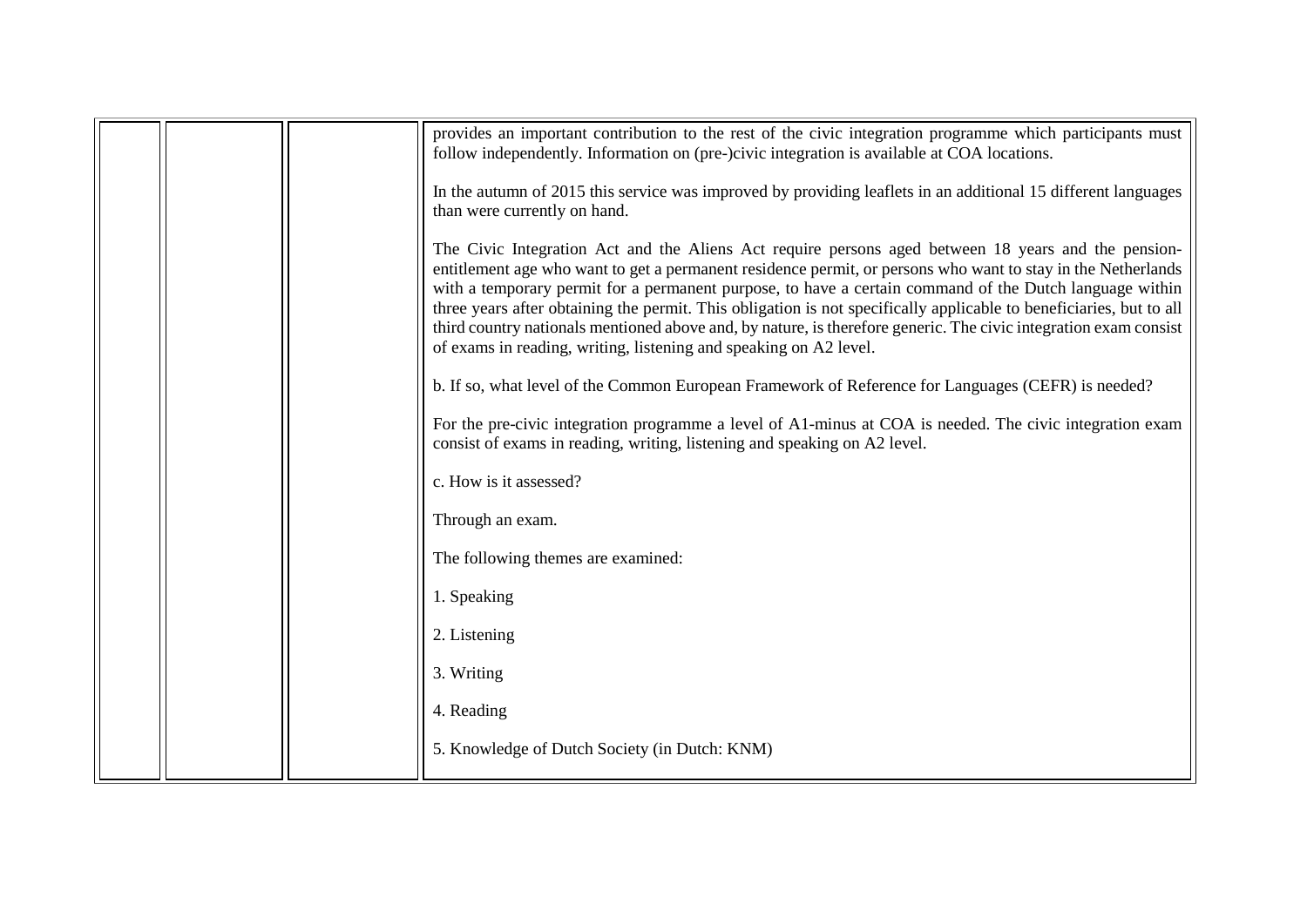| | | | |
|---|---|---|---|
| | | | provides an important contribution to the rest of the civic integration programme which participants must follow independently. Information on (pre-)civic integration is available at COA locations.<br><br>In the autumn of 2015 this service was improved by providing leaflets in an additional 15 different languages than were currently on hand.<br><br>The Civic Integration Act and the Aliens Act require persons aged between 18 years and the pension-entitlement age who want to get a permanent residence permit, or persons who want to stay in the Netherlands with a temporary permit for a permanent purpose, to have a certain command of the Dutch language within three years after obtaining the permit. This obligation is not specifically applicable to beneficiaries, but to all third country nationals mentioned above and, by nature, is therefore generic. The civic integration exam consist of exams in reading, writing, listening and speaking on A2 level.<br><br>b. If so, what level of the Common European Framework of Reference for Languages (CEFR) is needed?<br><br>For the pre-civic integration programme a level of A1-minus at COA is needed. The civic integration exam consist of exams in reading, writing, listening and speaking on A2 level.<br><br>c. How is it assessed?<br><br>Through an exam.<br><br>The following themes are examined:<br><br>1. Speaking<br><br>2. Listening<br><br>3. Writing<br><br>4. Reading<br><br>5. Knowledge of Dutch Society (in Dutch: KNM) |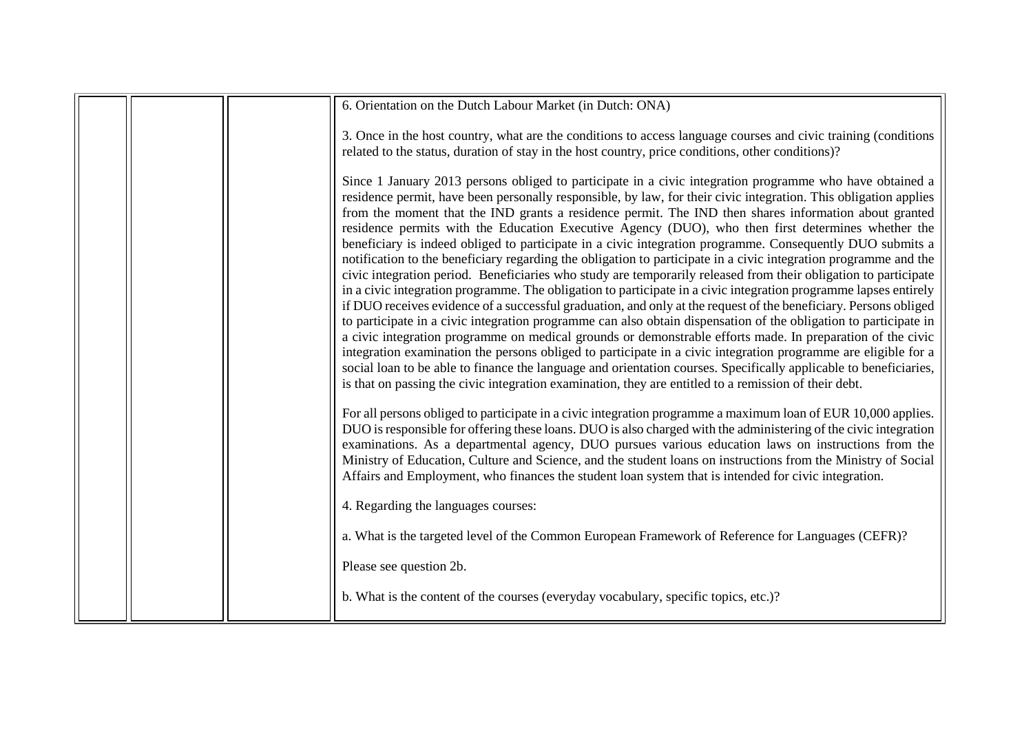| | | | |
|---|---|---|---|
| | | | 6. Orientation on the Dutch Labour Market (in Dutch: ONA)<br><br>3. Once in the host country, what are the conditions to access language courses and civic training (conditions related to the status, duration of stay in the host country, price conditions, other conditions)?<br><br>Since 1 January 2013 persons obliged to participate in a civic integration programme who have obtained a residence permit, have been personally responsible, by law, for their civic integration. This obligation applies from the moment that the IND grants a residence permit. The IND then shares information about granted residence permits with the Education Executive Agency (DUO), who then first determines whether the beneficiary is indeed obliged to participate in a civic integration programme. Consequently DUO submits a notification to the beneficiary regarding the obligation to participate in a civic integration programme and the civic integration period. Beneficiaries who study are temporarily released from their obligation to participate in a civic integration programme. The obligation to participate in a civic integration programme lapses entirely if DUO receives evidence of a successful graduation, and only at the request of the beneficiary. Persons obliged to participate in a civic integration programme can also obtain dispensation of the obligation to participate in a civic integration programme on medical grounds or demonstrable efforts made. In preparation of the civic integration examination the persons obliged to participate in a civic integration programme are eligible for a social loan to be able to finance the language and orientation courses. Specifically applicable to beneficiaries, is that on passing the civic integration examination, they are entitled to a remission of their debt.<br><br>For all persons obliged to participate in a civic integration programme a maximum loan of EUR 10,000 applies. DUO is responsible for offering these loans. DUO is also charged with the administering of the civic integration examinations. As a departmental agency, DUO pursues various education laws on instructions from the Ministry of Education, Culture and Science, and the student loans on instructions from the Ministry of Social Affairs and Employment, who finances the student loan system that is intended for civic integration.<br><br>4. Regarding the languages courses:<br><br>a. What is the targeted level of the Common European Framework of Reference for Languages (CEFR)?<br><br>Please see question 2b.<br><br>b. What is the content of the courses (everyday vocabulary, specific topics, etc.)? |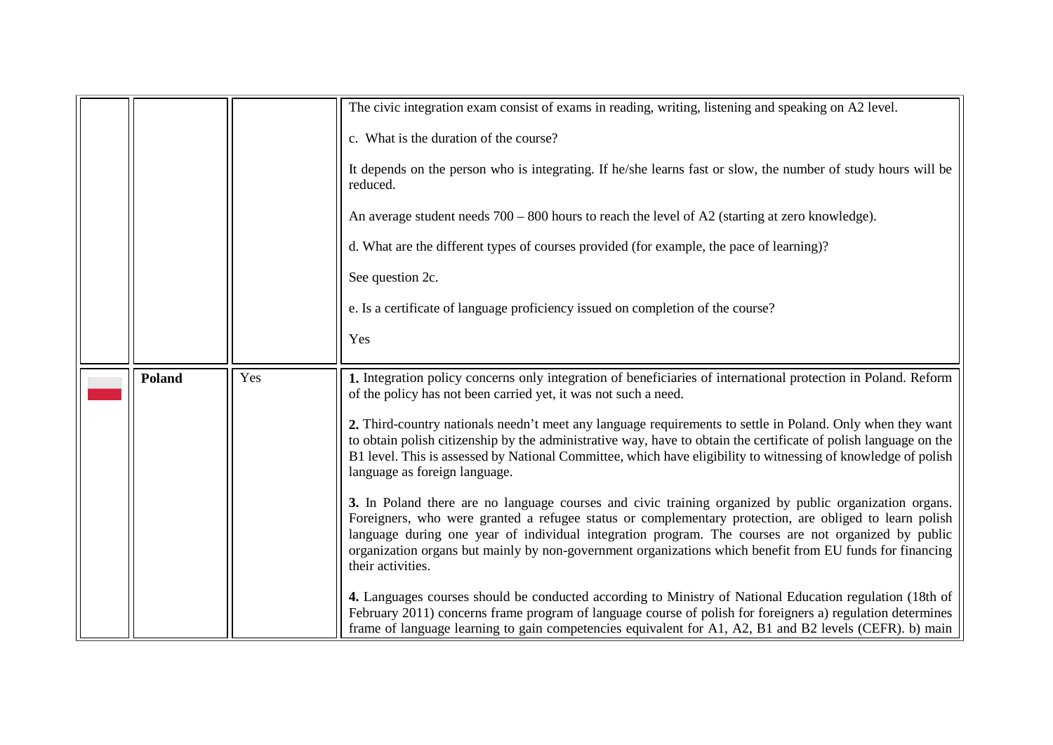| | | | |
|---|---|---|---|
| | | | The civic integration exam consist of exams in reading, writing, listening and speaking on A2 level.<br><br>c. What is the duration of the course?<br><br>It depends on the person who is integrating. If he/she learns fast or slow, the number of study hours will be reduced.<br><br>An average student needs 700 – 800 hours to reach the level of A2 (starting at zero knowledge).<br><br>d. What are the different types of courses provided (for example, the pace of learning)?<br><br>See question 2c.<br><br>e. Is a certificate of language proficiency issued on completion of the course?<br><br>Yes |
| | **Poland** | Yes | **1.** Integration policy concerns only integration of beneficiaries of international protection in Poland. Reform of the policy has not been carried yet, it was not such a need.<br><br>**2.** Third-country nationals needn't meet any language requirements to settle in Poland. Only when they want to obtain polish citizenship by the administrative way, have to obtain the certificate of polish language on the B1 level. This is assessed by National Committee, which have eligibility to witnessing of knowledge of polish language as foreign language.<br><br>**3.** In Poland there are no language courses and civic training organized by public organization organs. Foreigners, who were granted a refugee status or complementary protection, are obliged to learn polish language during one year of individual integration program. The courses are not organized by public organization organs but mainly by non-government organizations which benefit from EU funds for financing their activities.<br><br>**4.** Languages courses should be conducted according to Ministry of National Education regulation (18th of February 2011) concerns frame program of language course of polish for foreigners a) regulation determines frame of language learning to gain competencies equivalent for A1, A2, B1 and B2 levels (CEFR). b) main |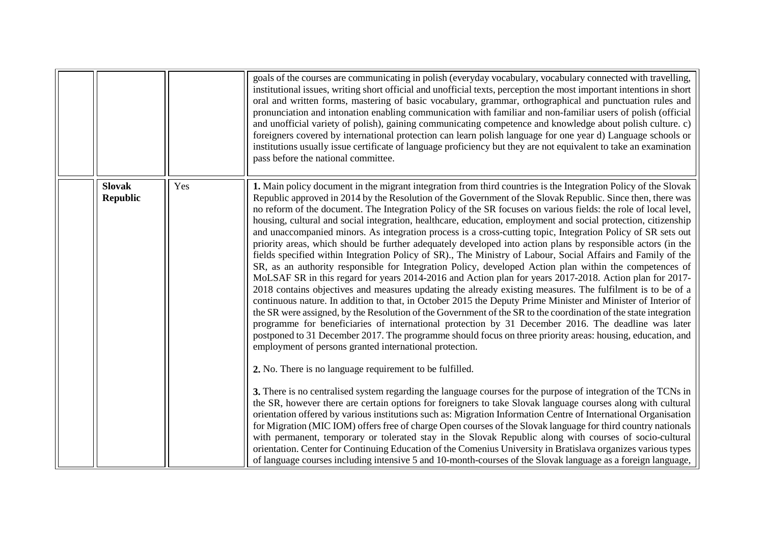| | | | |
|---|---|---|---|
| | | | goals of the courses are communicating in polish (everyday vocabulary, vocabulary connected with travelling, institutional issues, writing short official and unofficial texts, perception the most important intentions in short oral and written forms, mastering of basic vocabulary, grammar, orthographical and punctuation rules and pronunciation and intonation enabling communication with familiar and non-familiar users of polish (official and unofficial variety of polish), gaining communicating competence and knowledge about polish culture. c) foreigners covered by international protection can learn polish language for one year d) Language schools or institutions usually issue certificate of language proficiency but they are not equivalent to take an examination pass before the national committee. |
| | **Slovak Republic** | Yes | **1.** Main policy document in the migrant integration from third countries is the Integration Policy of the Slovak Republic approved in 2014 by the Resolution of the Government of the Slovak Republic. Since then, there was no reform of the document. The Integration Policy of the SR focuses on various fields: the role of local level, housing, cultural and social integration, healthcare, education, employment and social protection, citizenship and unaccompanied minors. As integration process is a cross-cutting topic, Integration Policy of SR sets out priority areas, which should be further adequately developed into action plans by responsible actors (in the fields specified within Integration Policy of SR)., The Ministry of Labour, Social Affairs and Family of the SR, as an authority responsible for Integration Policy, developed Action plan within the competences of MoLSAF SR in this regard for years 2014-2016 and Action plan for years 2017-2018. Action plan for 2017-2018 contains objectives and measures updating the already existing measures. The fulfilment is to be of a continuous nature. In addition to that, in October 2015 the Deputy Prime Minister and Minister of Interior of the SR were assigned, by the Resolution of the Government of the SR to the coordination of the state integration programme for beneficiaries of international protection by 31 December 2016. The deadline was later postponed to 31 December 2017. The programme should focus on three priority areas: housing, education, and employment of persons granted international protection.<br><br>**2.** No. There is no language requirement to be fulfilled.<br><br>**3.** There is no centralised system regarding the language courses for the purpose of integration of the TCNs in the SR, however there are certain options for foreigners to take Slovak language courses along with cultural orientation offered by various institutions such as: Migration Information Centre of International Organisation for Migration (MIC IOM) offers free of charge Open courses of the Slovak language for third country nationals with permanent, temporary or tolerated stay in the Slovak Republic along with courses of socio-cultural orientation. Center for Continuing Education of the Comenius University in Bratislava organizes various types of language courses including intensive 5 and 10-month-courses of the Slovak language as a foreign language, |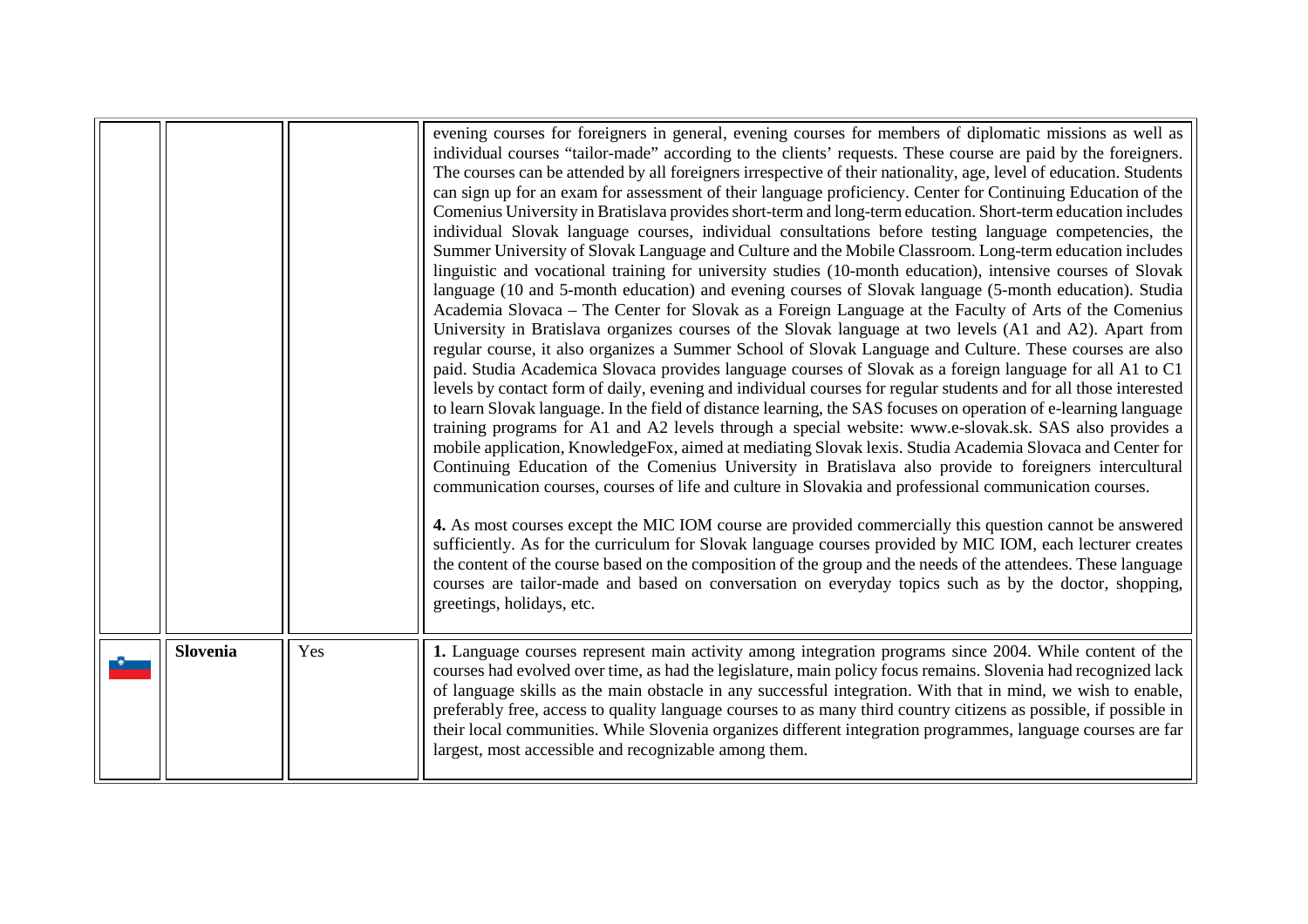| | | | |
|---|---|---|---|
| | | | evening courses for foreigners in general, evening courses for members of diplomatic missions as well as individual courses "tailor-made" according to the clients' requests. These course are paid by the foreigners. The courses can be attended by all foreigners irrespective of their nationality, age, level of education. Students can sign up for an exam for assessment of their language proficiency. Center for Continuing Education of the Comenius University in Bratislava provides short-term and long-term education. Short-term education includes individual Slovak language courses, individual consultations before testing language competencies, the Summer University of Slovak Language and Culture and the Mobile Classroom. Long-term education includes linguistic and vocational training for university studies (10-month education), intensive courses of Slovak language (10 and 5-month education) and evening courses of Slovak language (5-month education). Studia Academia Slovaca – The Center for Slovak as a Foreign Language at the Faculty of Arts of the Comenius University in Bratislava organizes courses of the Slovak language at two levels (A1 and A2). Apart from regular course, it also organizes a Summer School of Slovak Language and Culture. These courses are also paid. Studia Academica Slovaca provides language courses of Slovak as a foreign language for all A1 to C1 levels by contact form of daily, evening and individual courses for regular students and for all those interested to learn Slovak language. In the field of distance learning, the SAS focuses on operation of e-learning language training programs for A1 and A2 levels through a special website: www.e-slovak.sk. SAS also provides a mobile application, KnowledgeFox, aimed at mediating Slovak lexis. Studia Academia Slovaca and Center for Continuing Education of the Comenius University in Bratislava also provide to foreigners intercultural communication courses, courses of life and culture in Slovakia and professional communication courses.<br><br>**4.** As most courses except the MIC IOM course are provided commercially this question cannot be answered sufficiently. As for the curriculum for Slovak language courses provided by MIC IOM, each lecturer creates the content of the course based on the composition of the group and the needs of the attendees. These language courses are tailor-made and based on conversation on everyday topics such as by the doctor, shopping, greetings, holidays, etc. |
| | **Slovenia** | Yes | **1.** Language courses represent main activity among integration programs since 2004. While content of the courses had evolved over time, as had the legislature, main policy focus remains. Slovenia had recognized lack of language skills as the main obstacle in any successful integration. With that in mind, we wish to enable, preferably free, access to quality language courses to as many third country citizens as possible, if possible in their local communities. While Slovenia organizes different integration programmes, language courses are far largest, most accessible and recognizable among them. |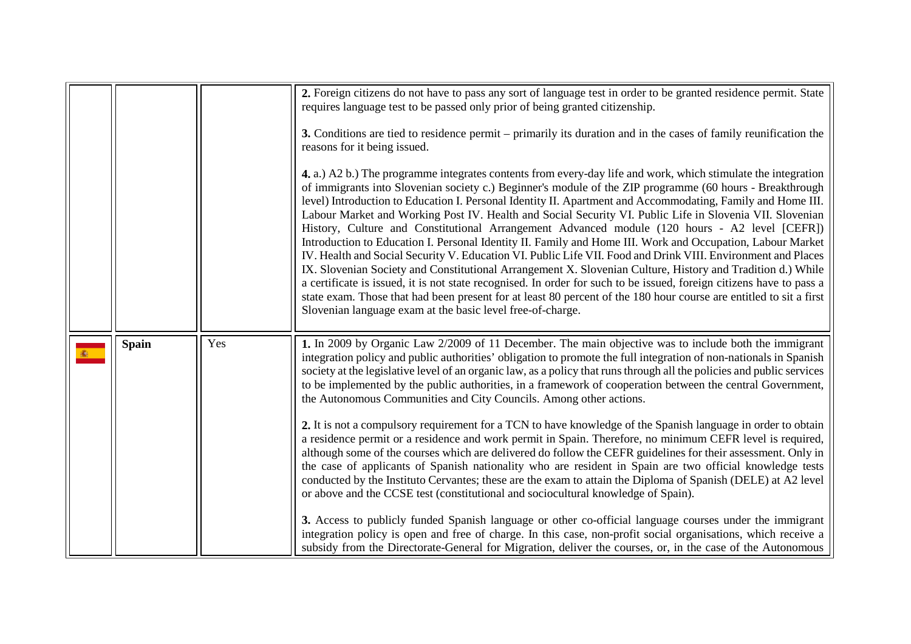| | | | |
|---|---|---|---|
| | | | **2.** Foreign citizens do not have to pass any sort of language test in order to be granted residence permit. State requires language test to be passed only prior of being granted citizenship.<br><br>**3.** Conditions are tied to residence permit – primarily its duration and in the cases of family reunification the reasons for it being issued.<br><br>**4.** a.) A2 b.) The programme integrates contents from every-day life and work, which stimulate the integration of immigrants into Slovenian society c.) Beginner's module of the ZIP programme (60 hours - Breakthrough level) Introduction to Education I. Personal Identity II. Apartment and Accommodating, Family and Home III. Labour Market and Working Post IV. Health and Social Security VI. Public Life in Slovenia VII. Slovenian History, Culture and Constitutional Arrangement Advanced module (120 hours - A2 level [CEFR]) Introduction to Education I. Personal Identity II. Family and Home III. Work and Occupation, Labour Market IV. Health and Social Security V. Education VI. Public Life VII. Food and Drink VIII. Environment and Places IX. Slovenian Society and Constitutional Arrangement X. Slovenian Culture, History and Tradition d.) While a certificate is issued, it is not state recognised. In order for such to be issued, foreign citizens have to pass a state exam. Those that had been present for at least 80 percent of the 180 hour course are entitled to sit a first Slovenian language exam at the basic level free-of-charge. |
| | **Spain** | Yes | **1.** In 2009 by Organic Law 2/2009 of 11 December. The main objective was to include both the immigrant integration policy and public authorities' obligation to promote the full integration of non-nationals in Spanish society at the legislative level of an organic law, as a policy that runs through all the policies and public services to be implemented by the public authorities, in a framework of cooperation between the central Government, the Autonomous Communities and City Councils. Among other actions.<br><br>**2.** It is not a compulsory requirement for a TCN to have knowledge of the Spanish language in order to obtain a residence permit or a residence and work permit in Spain. Therefore, no minimum CEFR level is required, although some of the courses which are delivered do follow the CEFR guidelines for their assessment. Only in the case of applicants of Spanish nationality who are resident in Spain are two official knowledge tests conducted by the Instituto Cervantes; these are the exam to attain the Diploma of Spanish (DELE) at A2 level or above and the CCSE test (constitutional and sociocultural knowledge of Spain).<br><br>**3.** Access to publicly funded Spanish language or other co-official language courses under the immigrant integration policy is open and free of charge. In this case, non-profit social organisations, which receive a subsidy from the Directorate-General for Migration, deliver the courses, or, in the case of the Autonomous |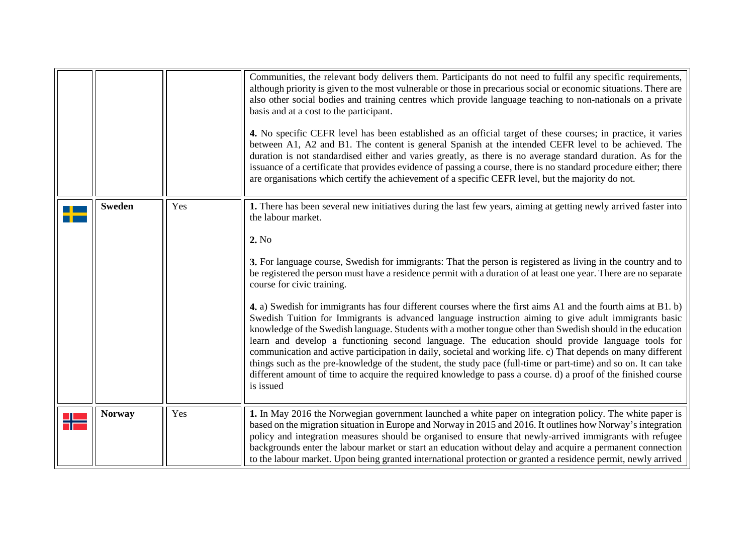| | | | |
|---|---|---|---|
| | | | Communities, the relevant body delivers them. Participants do not need to fulfil any specific requirements, although priority is given to the most vulnerable or those in precarious social or economic situations. There are also other social bodies and training centres which provide language teaching to non-nationals on a private basis and at a cost to the participant.<br><br>**4.** No specific CEFR level has been established as an official target of these courses; in practice, it varies between A1, A2 and B1. The content is general Spanish at the intended CEFR level to be achieved. The duration is not standardised either and varies greatly, as there is no average standard duration. As for the issuance of a certificate that provides evidence of passing a course, there is no standard procedure either; there are organisations which certify the achievement of a specific CEFR level, but the majority do not. |
| | **Sweden** | Yes | **1.** There has been several new initiatives during the last few years, aiming at getting newly arrived faster into the labour market.<br><br>**2.** No<br><br>**3.** For language course, Swedish for immigrants: That the person is registered as living in the country and to be registered the person must have a residence permit with a duration of at least one year. There are no separate course for civic training.<br><br>**4.** a) Swedish for immigrants has four different courses where the first aims A1 and the fourth aims at B1. b) Swedish Tuition for Immigrants is advanced language instruction aiming to give adult immigrants basic knowledge of the Swedish language. Students with a mother tongue other than Swedish should in the education learn and develop a functioning second language. The education should provide language tools for communication and active participation in daily, societal and working life. c) That depends on many different things such as the pre-knowledge of the student, the study pace (full-time or part-time) and so on. It can take different amount of time to acquire the required knowledge to pass a course. d) a proof of the finished course is issued |
| | **Norway** | Yes | **1.** In May 2016 the Norwegian government launched a white paper on integration policy. The white paper is based on the migration situation in Europe and Norway in 2015 and 2016. It outlines how Norway's integration policy and integration measures should be organised to ensure that newly-arrived immigrants with refugee backgrounds enter the labour market or start an education without delay and acquire a permanent connection to the labour market. Upon being granted international protection or granted a residence permit, newly arrived |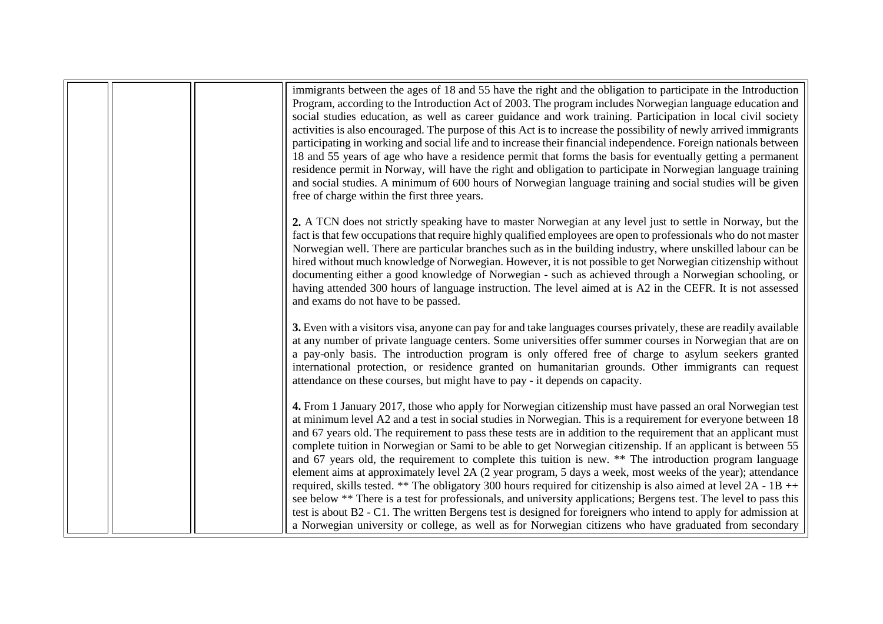| | | | immigrants between the ages of 18 and 55 have the right and the obligation to participate in the Introduction Program, according to the Introduction Act of 2003. The program includes Norwegian language education and social studies education, as well as career guidance and work training. Participation in local civil society activities is also encouraged. The purpose of this Act is to increase the possibility of newly arrived immigrants participating in working and social life and to increase their financial independence. Foreign nationals between 18 and 55 years of age who have a residence permit that forms the basis for eventually getting a permanent residence permit in Norway, will have the right and obligation to participate in Norwegian language training and social studies. A minimum of 600 hours of Norwegian language training and social studies will be given free of charge within the first three years.<br><br>**2.** A TCN does not strictly speaking have to master Norwegian at any level just to settle in Norway, but the fact is that few occupations that require highly qualified employees are open to professionals who do not master Norwegian well. There are particular branches such as in the building industry, where unskilled labour can be hired without much knowledge of Norwegian. However, it is not possible to get Norwegian citizenship without documenting either a good knowledge of Norwegian - such as achieved through a Norwegian schooling, or having attended 300 hours of language instruction. The level aimed at is A2 in the CEFR. It is not assessed and exams do not have to be passed.<br><br>**3.** Even with a visitors visa, anyone can pay for and take languages courses privately, these are readily available at any number of private language centers. Some universities offer summer courses in Norwegian that are on a pay-only basis. The introduction program is only offered free of charge to asylum seekers granted international protection, or residence granted on humanitarian grounds. Other immigrants can request attendance on these courses, but might have to pay - it depends on capacity.<br><br>**4.** From 1 January 2017, those who apply for Norwegian citizenship must have passed an oral Norwegian test at minimum level A2 and a test in social studies in Norwegian. This is a requirement for everyone between 18 and 67 years old. The requirement to pass these tests are in addition to the requirement that an applicant must complete tuition in Norwegian or Sami to be able to get Norwegian citizenship. If an applicant is between 55 and 67 years old, the requirement to complete this tuition is new. ** The introduction program language element aims at approximately level 2A (2 year program, 5 days a week, most weeks of the year); attendance required, skills tested. ** The obligatory 300 hours required for citizenship is also aimed at level 2A - 1B ++ see below ** There is a test for professionals, and university applications; Bergens test. The level to pass this test is about B2 - C1. The written Bergens test is designed for foreigners who intend to apply for admission at a Norwegian university or college, as well as for Norwegian citizens who have graduated from secondary |
|---|---|---|---|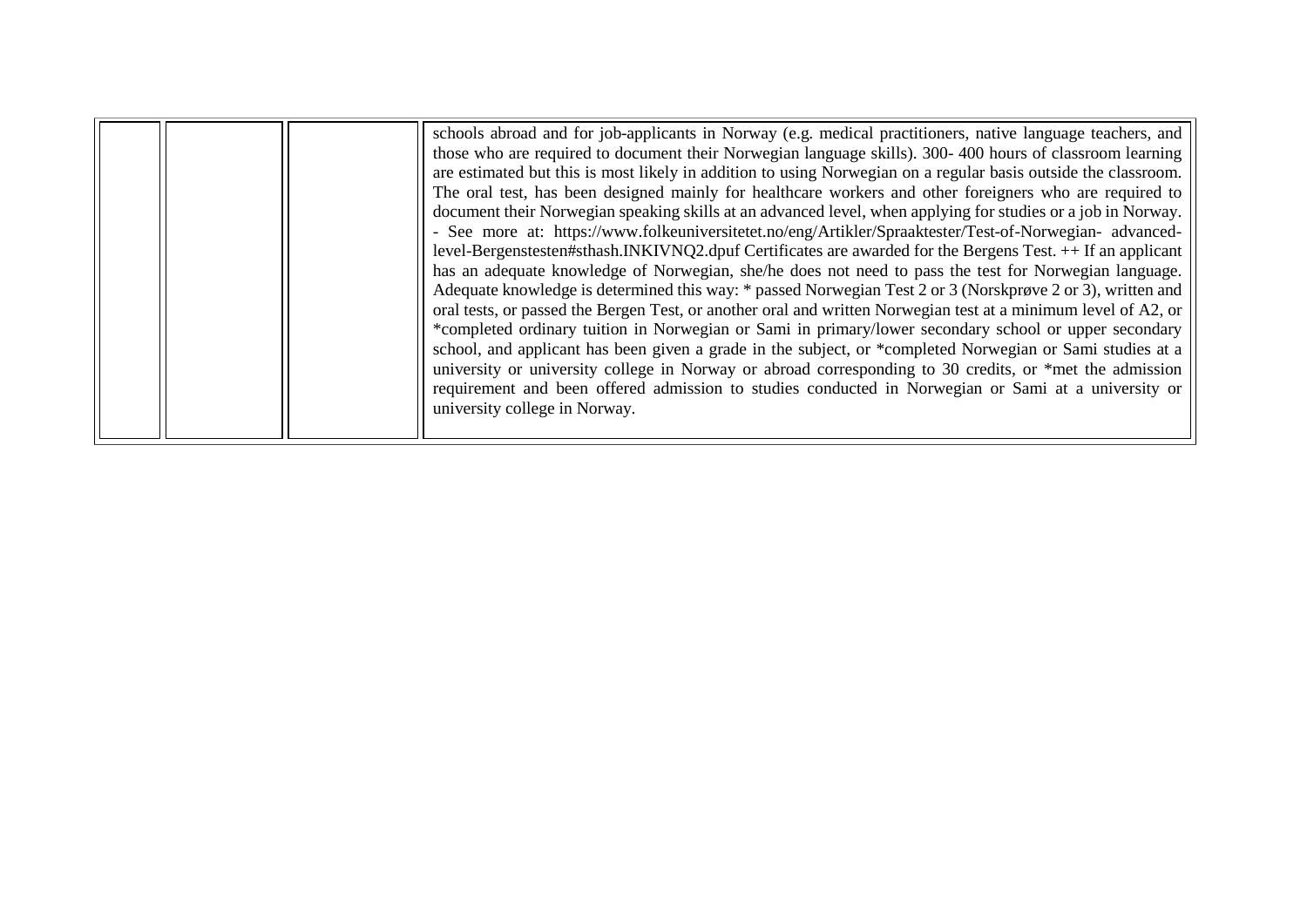| | | | |
|---|---|---|---|
| | | | schools abroad and for job-applicants in Norway (e.g. medical practitioners, native language teachers, and those who are required to document their Norwegian language skills). 300- 400 hours of classroom learning are estimated but this is most likely in addition to using Norwegian on a regular basis outside the classroom. The oral test, has been designed mainly for healthcare workers and other foreigners who are required to document their Norwegian speaking skills at an advanced level, when applying for studies or a job in Norway. - See more at: https://www.folkeuniversitetet.no/eng/Artikler/Spraaktester/Test-of-Norwegian- advanced-level-Bergenstesten#sthash.INKIVNQ2.dpuf Certificates are awarded for the Bergens Test. ++ If an applicant has an adequate knowledge of Norwegian, she/he does not need to pass the test for Norwegian language. Adequate knowledge is determined this way: * passed Norwegian Test 2 or 3 (Norskprøve 2 or 3), written and oral tests, or passed the Bergen Test, or another oral and written Norwegian test at a minimum level of A2, or *completed ordinary tuition in Norwegian or Sami in primary/lower secondary school or upper secondary school, and applicant has been given a grade in the subject, or *completed Norwegian or Sami studies at a university or university college in Norway or abroad corresponding to 30 credits, or *met the admission requirement and been offered admission to studies conducted in Norwegian or Sami at a university or university college in Norway. |